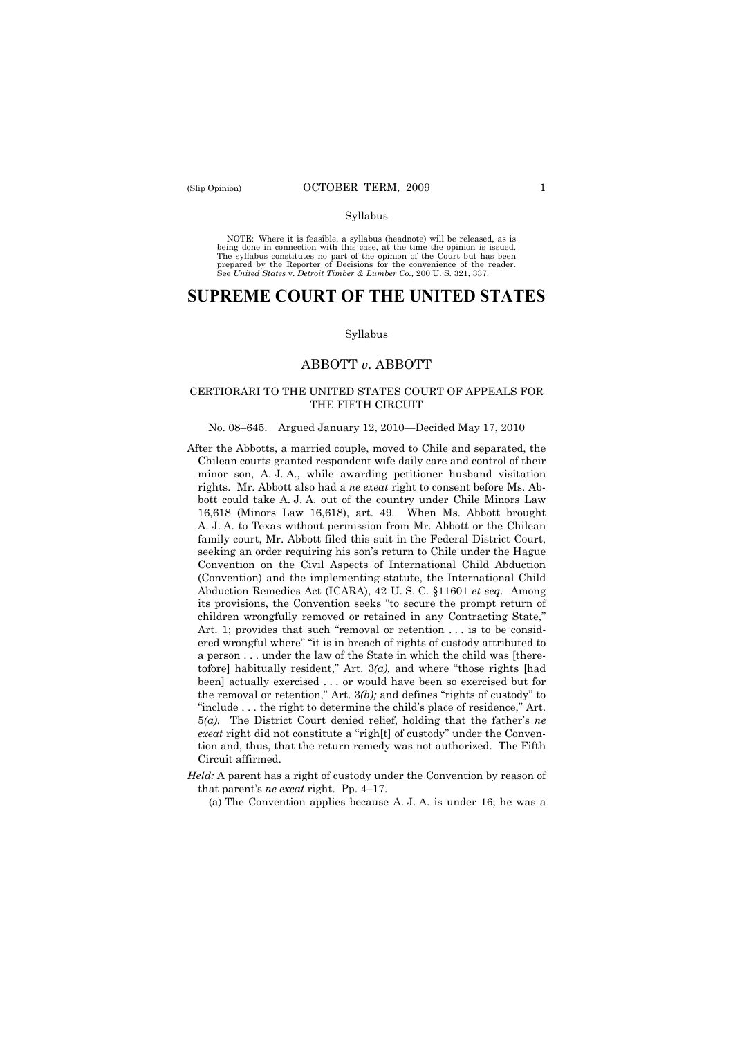Syllabus

NOTE: Where it is feasible, a syllabus (headnote) will be released, as is being done in connection with this case, at the time the opinion is issued. The syllabus constitutes no part of the opinion of the Court but has been prepared by the Reporter of Decisions for the convenience of the reader. See *United States* v. *Detroit Timber & Lumber Co.,* 200 U. S. 321, 337.

# SUPREME COURT OF THE UNITED STATES

Syllabus

## ABBOTT *v.* ABBOTT

### CERTIORARI TO THE UNITED STATES COURT OF APPEALS FOR THE FIFTH CIRCUIT

No. 08–645. Argued January 12, 2010—Decided May 17, 2010

After the Abbotts, a married couple, moved to Chile and separated, the Chilean courts granted respondent wife daily care and control of their minor son, A. J. A., while awarding petitioner husband visitation rights. Mr. Abbott also had a *ne exeat* right to consent before Ms. Abbott could take A. J. A. out of the country under Chile Minors Law 16,618 (Minors Law 16,618), art. 49. When Ms. Abbott brought A. J. A. to Texas without permission from Mr. Abbott or the Chilean family court, Mr. Abbott filed this suit in the Federal District Court, seeking an order requiring his son's return to Chile under the Hague Convention on the Civil Aspects of International Child Abduction (Convention) and the implementing statute, the International Child Abduction Remedies Act (ICARA), 42 U. S. C. §11601 *et seq*. Among its provisions, the Convention seeks "to secure the prompt return of children wrongfully removed or retained in any Contracting State," Art. 1; provides that such "removal or retention . . . is to be considered wrongful where" "it is in breach of rights of custody attributed to a person . . . under the law of the State in which the child was [theretofore] habitually resident," Art. 3*(a),* and where "those rights [had been] actually exercised . . . or would have been so exercised but for the removal or retention," Art. 3*(b);* and defines "rights of custody" to "include . . . the right to determine the child's place of residence," Art. 5*(a).* The District Court denied relief, holding that the father's *ne exeat* right did not constitute a "righ[t] of custody" under the Convention and, thus, that the return remedy was not authorized. The Fifth Circuit affirmed.

*Held:* A parent has a right of custody under the Convention by reason of that parent's *ne exeat* right. Pp. 4–17.

(a) The Convention applies because A. J. A. is under 16; he was a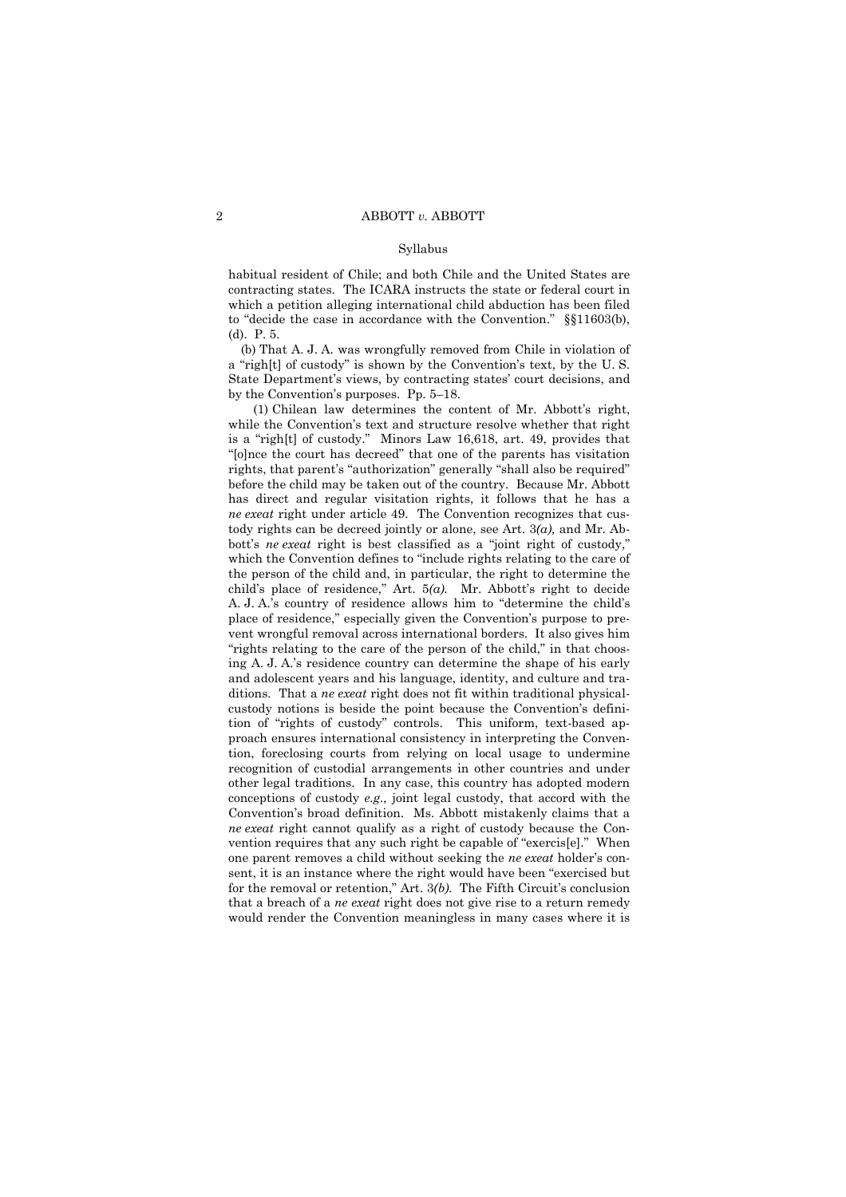Syllabus

habitual resident of Chile; and both Chile and the United States are contracting states. The ICARA instructs the state or federal court in which a petition alleging international child abduction has been filed to "decide the case in accordance with the Convention." §§11603(b), (d). P. 5.

(b) That A. J. A. was wrongfully removed from Chile in violation of a "righ[t] of custody" is shown by the Convention's text, by the U. S. State Department's views, by contracting states' court decisions, and by the Convention's purposes. Pp. 5–18.

(1) Chilean law determines the content of Mr. Abbott's right, while the Convention's text and structure resolve whether that right is a "righ[t] of custody." Minors Law 16,618, art. 49, provides that "[o]nce the court has decreed" that one of the parents has visitation rights, that parent's "authorization" generally "shall also be required" before the child may be taken out of the country. Because Mr. Abbott has direct and regular visitation rights, it follows that he has a *ne exeat* right under article 49. The Convention recognizes that custody rights can be decreed jointly or alone, see Art. 3*(a),* and Mr. Abbott's *ne exeat* right is best classified as a "joint right of custody," which the Convention defines to "include rights relating to the care of the person of the child and, in particular, the right to determine the child's place of residence," Art. 5*(a).* Mr. Abbott's right to decide A. J. A.'s country of residence allows him to "determine the child's place of residence," especially given the Convention's purpose to prevent wrongful removal across international borders. It also gives him "rights relating to the care of the person of the child," in that choosing A. J. A.'s residence country can determine the shape of his early and adolescent years and his language, identity, and culture and traditions. That a *ne exeat* right does not fit within traditional physical-custody notions is beside the point because the Convention's definition of "rights of custody" controls. This uniform, text-based approach ensures international consistency in interpreting the Convention, foreclosing courts from relying on local usage to undermine recognition of custodial arrangements in other countries and under other legal traditions. In any case, this country has adopted modern conceptions of custody *e.g.,* joint legal custody, that accord with the Convention's broad definition. Ms. Abbott mistakenly claims that a *ne exeat* right cannot qualify as a right of custody because the Convention requires that any such right be capable of "exercis[e]." When one parent removes a child without seeking the *ne exeat* holder's consent, it is an instance where the right would have been "exercised but for the removal or retention," Art. 3*(b).* The Fifth Circuit's conclusion that a breach of a *ne exeat* right does not give rise to a return remedy would render the Convention meaningless in many cases where it is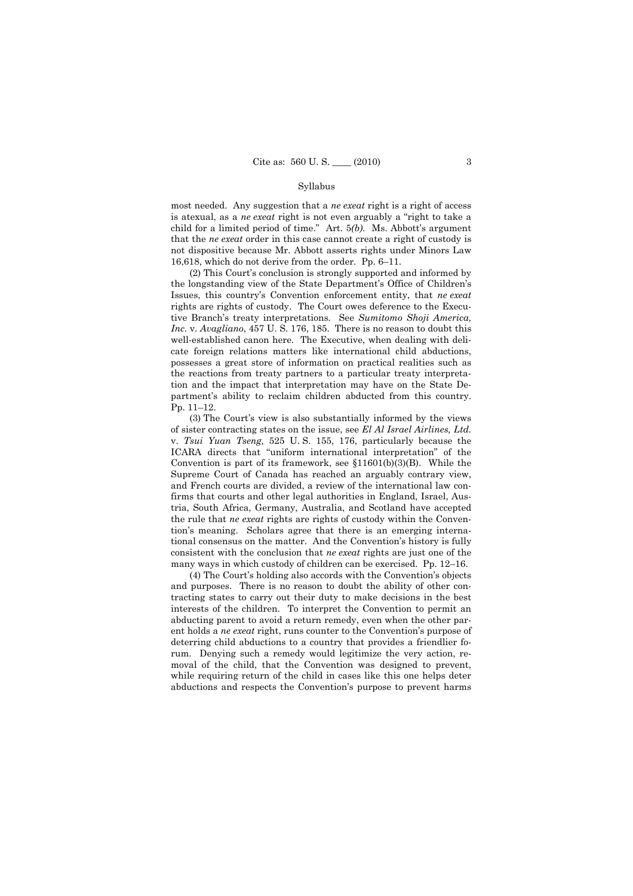most needed. Any suggestion that a *ne exeat* right is a right of access is atexual, as a *ne exeat* right is not even arguably a "right to take a child for a limited period of time." Art. 5*(b)*. Ms. Abbott's argument that the *ne exeat* order in this case cannot create a right of custody is not dispositive because Mr. Abbott asserts rights under Minors Law 16,618, which do not derive from the order. Pp. 6–11.

(2) This Court's conclusion is strongly supported and informed by the longstanding view of the State Department's Office of Children's Issues, this country's Convention enforcement entity, that *ne exeat* rights are rights of custody. The Court owes deference to the Executive Branch's treaty interpretations. See *Sumitomo Shoji America, Inc.* v. *Avagliano*, 457 U. S. 176, 185. There is no reason to doubt this well-established canon here. The Executive, when dealing with delicate foreign relations matters like international child abductions, possesses a great store of information on practical realities such as the reactions from treaty partners to a particular treaty interpretation and the impact that interpretation may have on the State Department's ability to reclaim children abducted from this country. Pp. 11–12.

(3) The Court's view is also substantially informed by the views of sister contracting states on the issue, see *El Al Israel Airlines, Ltd.* v. *Tsui Yuan Tseng,* 525 U. S. 155, 176, particularly because the ICARA directs that "uniform international interpretation" of the Convention is part of its framework, see §11601(b)(3)(B). While the Supreme Court of Canada has reached an arguably contrary view, and French courts are divided, a review of the international law confirms that courts and other legal authorities in England, Israel, Austria, South Africa, Germany, Australia, and Scotland have accepted the rule that *ne exeat* rights are rights of custody within the Convention's meaning. Scholars agree that there is an emerging international consensus on the matter. And the Convention's history is fully consistent with the conclusion that *ne exeat* rights are just one of the many ways in which custody of children can be exercised. Pp. 12–16.

(4) The Court's holding also accords with the Convention's objects and purposes. There is no reason to doubt the ability of other contracting states to carry out their duty to make decisions in the best interests of the children. To interpret the Convention to permit an abducting parent to avoid a return remedy, even when the other parent holds a *ne exeat* right, runs counter to the Convention's purpose of deterring child abductions to a country that provides a friendlier forum. Denying such a remedy would legitimize the very action, removal of the child, that the Convention was designed to prevent, while requiring return of the child in cases like this one helps deter abductions and respects the Convention's purpose to prevent harms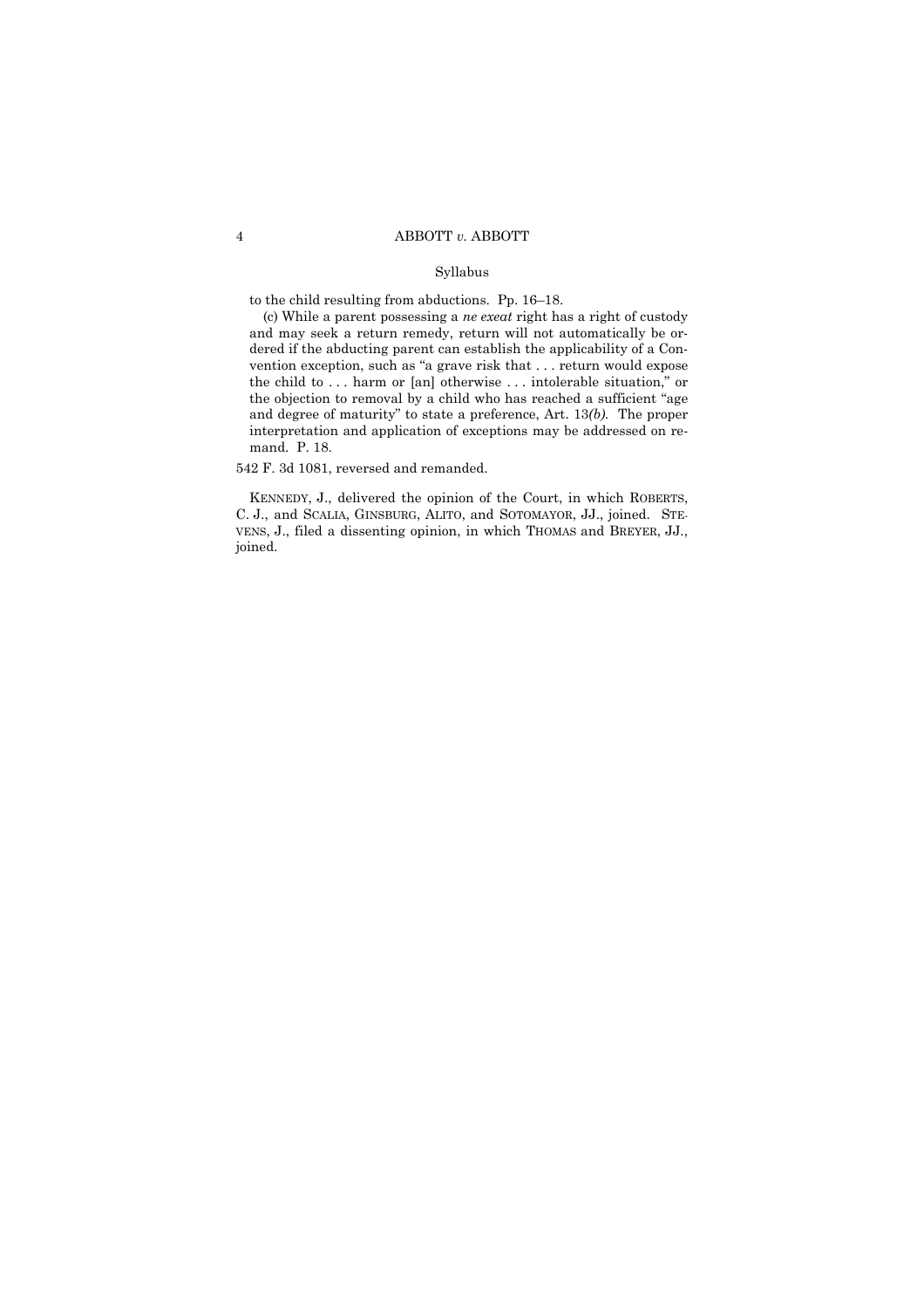to the child resulting from abductions. Pp. 16–18.

(c) While a parent possessing a *ne exeat* right has a right of custody and may seek a return remedy, return will not automatically be ordered if the abducting parent can establish the applicability of a Convention exception, such as "a grave risk that . . . return would expose the child to . . . harm or [an] otherwise . . . intolerable situation," or the objection to removal by a child who has reached a sufficient "age and degree of maturity" to state a preference, Art. 13*(b)*. The proper interpretation and application of exceptions may be addressed on remand. P. 18.

542 F. 3d 1081, reversed and remanded.

KENNEDY, J., delivered the opinion of the Court, in which ROBERTS, C. J., and SCALIA, GINSBURG, ALITO, and SOTOMAYOR, JJ., joined. STEVENS, J., filed a dissenting opinion, in which THOMAS and BREYER, JJ., joined.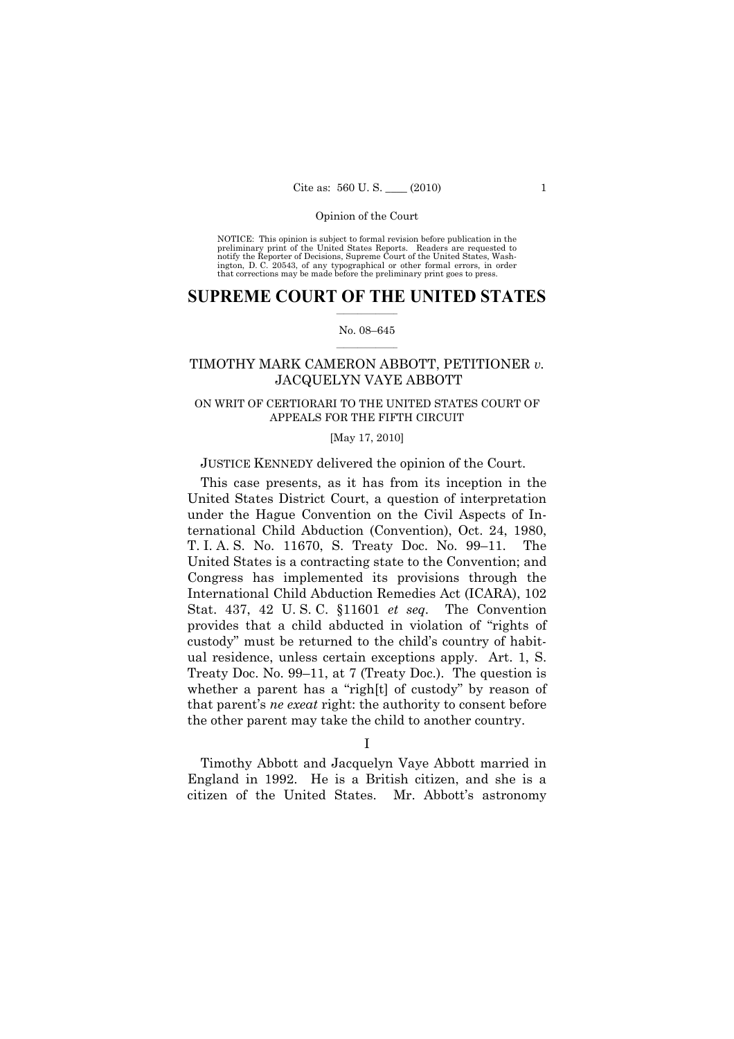NOTICE: This opinion is subject to formal revision before publication in the preliminary print of the United States Reports. Readers are requested to notify the Reporter of Decisions, Supreme Court of the United States, Washington, D. C. 20543, of any typographical or other formal errors, in order that corrections may be made before the preliminary print goes to press.

# SUPREME COURT OF THE UNITED STATES

No. 08–645

## TIMOTHY MARK CAMERON ABBOTT, PETITIONER *v.* JACQUELYN VAYE ABBOTT

ON WRIT OF CERTIORARI TO THE UNITED STATES COURT OF APPEALS FOR THE FIFTH CIRCUIT

[May 17, 2010]

JUSTICE KENNEDY delivered the opinion of the Court.

This case presents, as it has from its inception in the United States District Court, a question of interpretation under the Hague Convention on the Civil Aspects of International Child Abduction (Convention), Oct. 24, 1980, T. I. A. S. No. 11670, S. Treaty Doc. No. 99–11. The United States is a contracting state to the Convention; and Congress has implemented its provisions through the International Child Abduction Remedies Act (ICARA), 102 Stat. 437, 42 U. S. C. §11601 *et seq*. The Convention provides that a child abducted in violation of "rights of custody" must be returned to the child's country of habitual residence, unless certain exceptions apply. Art. 1, S. Treaty Doc. No. 99–11, at 7 (Treaty Doc.). The question is whether a parent has a "righ[t] of custody" by reason of that parent's *ne exeat* right: the authority to consent before the other parent may take the child to another country.

I

Timothy Abbott and Jacquelyn Vaye Abbott married in England in 1992. He is a British citizen, and she is a citizen of the United States. Mr. Abbott's astronomy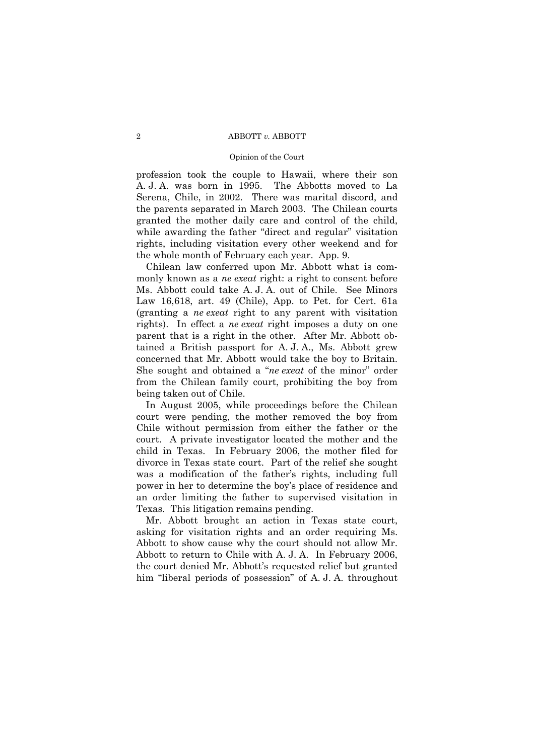profession took the couple to Hawaii, where their son A. J. A. was born in 1995. The Abbotts moved to La Serena, Chile, in 2002. There was marital discord, and the parents separated in March 2003. The Chilean courts granted the mother daily care and control of the child, while awarding the father "direct and regular" visitation rights, including visitation every other weekend and for the whole month of February each year. App. 9.

Chilean law conferred upon Mr. Abbott what is commonly known as a *ne exeat* right: a right to consent before Ms. Abbott could take A. J. A. out of Chile. See Minors Law 16,618, art. 49 (Chile), App. to Pet. for Cert. 61a (granting a *ne exeat* right to any parent with visitation rights). In effect a *ne exeat* right imposes a duty on one parent that is a right in the other. After Mr. Abbott obtained a British passport for A. J. A., Ms. Abbott grew concerned that Mr. Abbott would take the boy to Britain. She sought and obtained a "*ne exeat* of the minor" order from the Chilean family court, prohibiting the boy from being taken out of Chile.

In August 2005, while proceedings before the Chilean court were pending, the mother removed the boy from Chile without permission from either the father or the court. A private investigator located the mother and the child in Texas. In February 2006, the mother filed for divorce in Texas state court. Part of the relief she sought was a modification of the father's rights, including full power in her to determine the boy's place of residence and an order limiting the father to supervised visitation in Texas. This litigation remains pending.

Mr. Abbott brought an action in Texas state court, asking for visitation rights and an order requiring Ms. Abbott to show cause why the court should not allow Mr. Abbott to return to Chile with A. J. A. In February 2006, the court denied Mr. Abbott's requested relief but granted him "liberal periods of possession" of A. J. A. throughout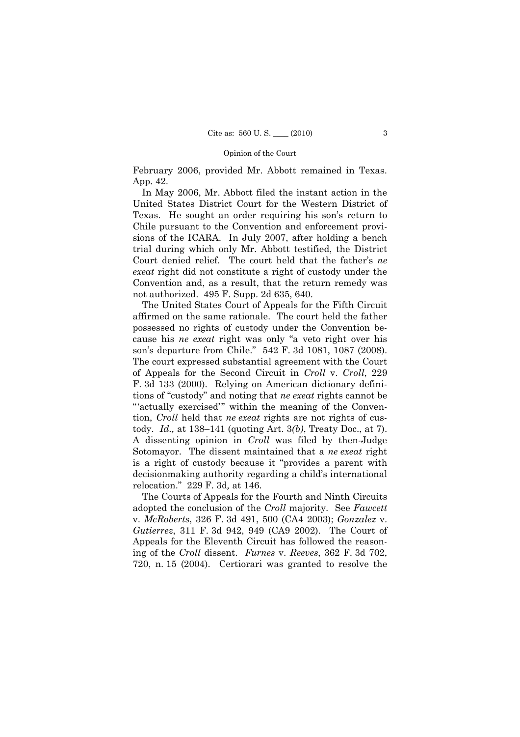February 2006, provided Mr. Abbott remained in Texas. App. 42.

In May 2006, Mr. Abbott filed the instant action in the United States District Court for the Western District of Texas. He sought an order requiring his son's return to Chile pursuant to the Convention and enforcement provisions of the ICARA. In July 2007, after holding a bench trial during which only Mr. Abbott testified, the District Court denied relief. The court held that the father's *ne exeat* right did not constitute a right of custody under the Convention and, as a result, that the return remedy was not authorized. 495 F. Supp. 2d 635, 640.

The United States Court of Appeals for the Fifth Circuit affirmed on the same rationale. The court held the father possessed no rights of custody under the Convention because his *ne exeat* right was only "a veto right over his son's departure from Chile." 542 F. 3d 1081, 1087 (2008). The court expressed substantial agreement with the Court of Appeals for the Second Circuit in *Croll* v. *Croll*, 229 F. 3d 133 (2000). Relying on American dictionary definitions of "custody" and noting that *ne exeat* rights cannot be "'actually exercised'" within the meaning of the Convention, *Croll* held that *ne exeat* rights are not rights of custody. *Id.,* at 138–141 (quoting Art. 3*(b)*, Treaty Doc., at 7). A dissenting opinion in *Croll* was filed by then-Judge Sotomayor. The dissent maintained that a *ne exeat* right is a right of custody because it "provides a parent with decisionmaking authority regarding a child's international relocation." 229 F. 3d*,* at 146.

The Courts of Appeals for the Fourth and Ninth Circuits adopted the conclusion of the *Croll* majority. See *Fawcett* v. *McRoberts*, 326 F. 3d 491, 500 (CA4 2003); *Gonzalez* v. *Gutierrez*, 311 F. 3d 942, 949 (CA9 2002). The Court of Appeals for the Eleventh Circuit has followed the reasoning of the *Croll* dissent. *Furnes* v. *Reeves*, 362 F. 3d 702, 720, n. 15 (2004). Certiorari was granted to resolve the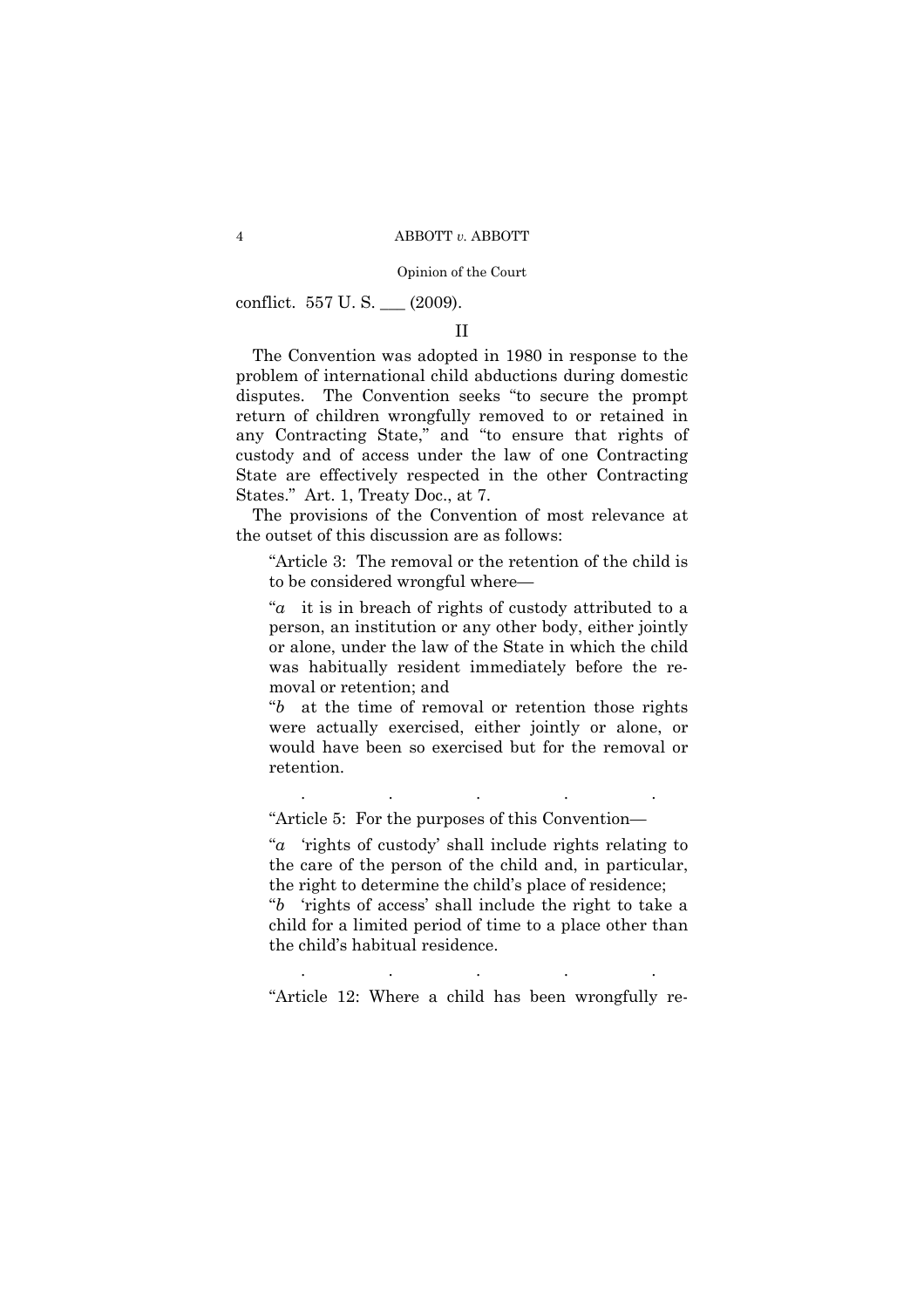conflict. 557 U. S. ___ (2009).

## II

The Convention was adopted in 1980 in response to the problem of international child abductions during domestic disputes. The Convention seeks "to secure the prompt return of children wrongfully removed to or retained in any Contracting State," and "to ensure that rights of custody and of access under the law of one Contracting State are effectively respected in the other Contracting States." Art. 1, Treaty Doc., at 7.

The provisions of the Convention of most relevance at the outset of this discussion are as follows:

> "Article 3: The removal or the retention of the child is to be considered wrongful where—
>
> "*a* it is in breach of rights of custody attributed to a person, an institution or any other body, either jointly or alone, under the law of the State in which the child was habitually resident immediately before the removal or retention; and
>
> "*b* at the time of removal or retention those rights were actually exercised, either jointly or alone, or would have been so exercised but for the removal or retention.
>
> . . . . .
>
> "Article 5: For the purposes of this Convention—
>
> "*a* 'rights of custody' shall include rights relating to the care of the person of the child and, in particular, the right to determine the child's place of residence;
>
> "*b* 'rights of access' shall include the right to take a child for a limited period of time to a place other than the child's habitual residence.
>
> . . . . .
>
> "Article 12: Where a child has been wrongfully re-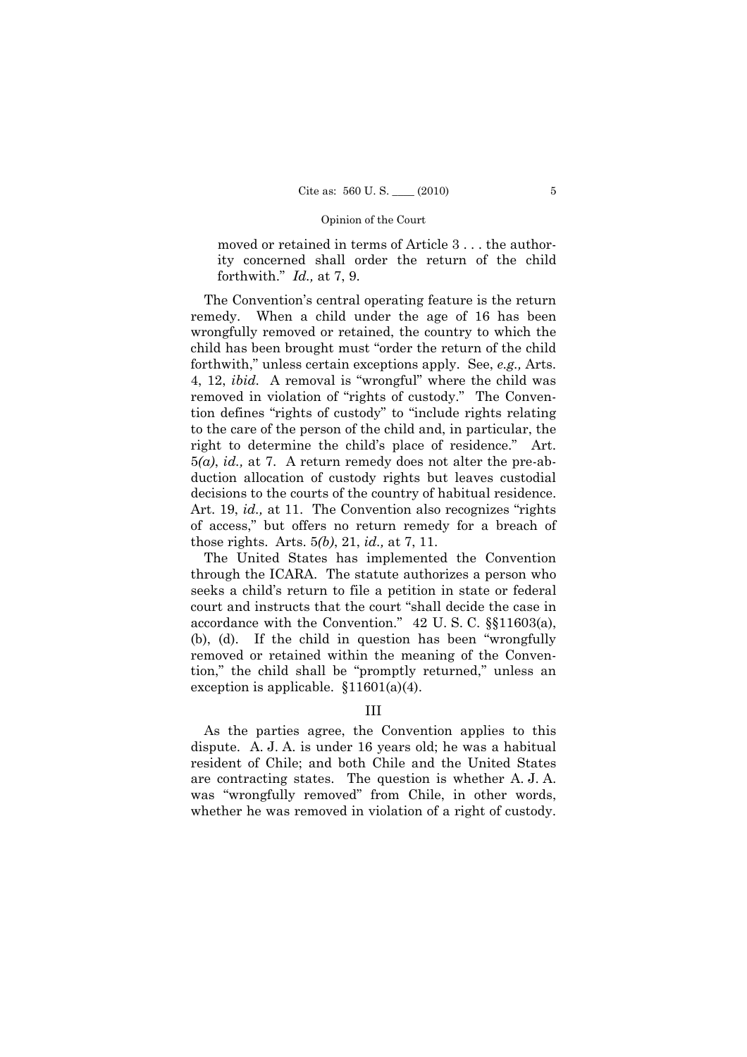moved or retained in terms of Article 3 . . . the authority concerned shall order the return of the child forthwith." *Id.,* at 7, 9.

The Convention's central operating feature is the return remedy. When a child under the age of 16 has been wrongfully removed or retained, the country to which the child has been brought must "order the return of the child forthwith," unless certain exceptions apply. See, *e.g.,* Arts. 4, 12, *ibid.* A removal is "wrongful" where the child was removed in violation of "rights of custody." The Convention defines "rights of custody" to "include rights relating to the care of the person of the child and, in particular, the right to determine the child's place of residence." Art. 5*(a)*, *id.,* at 7. A return remedy does not alter the pre-abduction allocation of custody rights but leaves custodial decisions to the courts of the country of habitual residence. Art. 19, *id.,* at 11. The Convention also recognizes "rights of access," but offers no return remedy for a breach of those rights. Arts. 5*(b)*, 21, *id.,* at 7, 11.

The United States has implemented the Convention through the ICARA. The statute authorizes a person who seeks a child's return to file a petition in state or federal court and instructs that the court "shall decide the case in accordance with the Convention." 42 U. S. C. §§11603(a), (b), (d). If the child in question has been "wrongfully removed or retained within the meaning of the Convention," the child shall be "promptly returned," unless an exception is applicable. §11601(a)(4).

## III

As the parties agree, the Convention applies to this dispute. A. J. A. is under 16 years old; he was a habitual resident of Chile; and both Chile and the United States are contracting states. The question is whether A. J. A. was "wrongfully removed" from Chile, in other words, whether he was removed in violation of a right of custody.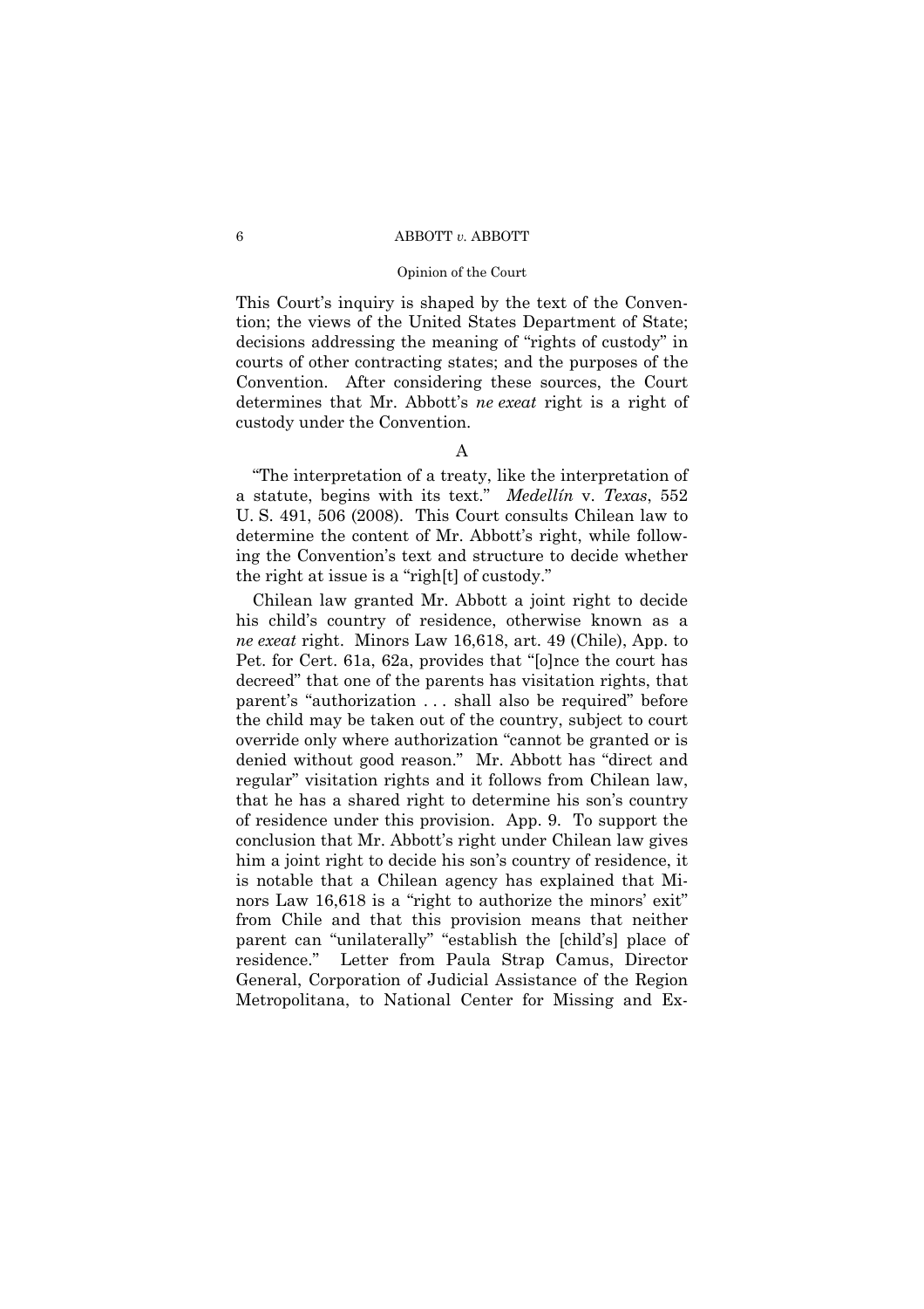This Court's inquiry is shaped by the text of the Convention; the views of the United States Department of State; decisions addressing the meaning of "rights of custody" in courts of other contracting states; and the purposes of the Convention. After considering these sources, the Court determines that Mr. Abbott's *ne exeat* right is a right of custody under the Convention.

## A

"The interpretation of a treaty, like the interpretation of a statute, begins with its text." *Medellín* v. *Texas*, 552 U. S. 491, 506 (2008). This Court consults Chilean law to determine the content of Mr. Abbott's right, while following the Convention's text and structure to decide whether the right at issue is a "righ[t] of custody."

Chilean law granted Mr. Abbott a joint right to decide his child's country of residence, otherwise known as a *ne exeat* right. Minors Law 16,618, art. 49 (Chile), App. to Pet. for Cert. 61a, 62a, provides that "[o]nce the court has decreed" that one of the parents has visitation rights, that parent's "authorization . . . shall also be required" before the child may be taken out of the country, subject to court override only where authorization "cannot be granted or is denied without good reason." Mr. Abbott has "direct and regular" visitation rights and it follows from Chilean law, that he has a shared right to determine his son's country of residence under this provision. App. 9. To support the conclusion that Mr. Abbott's right under Chilean law gives him a joint right to decide his son's country of residence, it is notable that a Chilean agency has explained that Minors Law 16,618 is a "right to authorize the minors' exit" from Chile and that this provision means that neither parent can "unilaterally" "establish the [child's] place of residence." Letter from Paula Strap Camus, Director General, Corporation of Judicial Assistance of the Region Metropolitana, to National Center for Missing and Ex-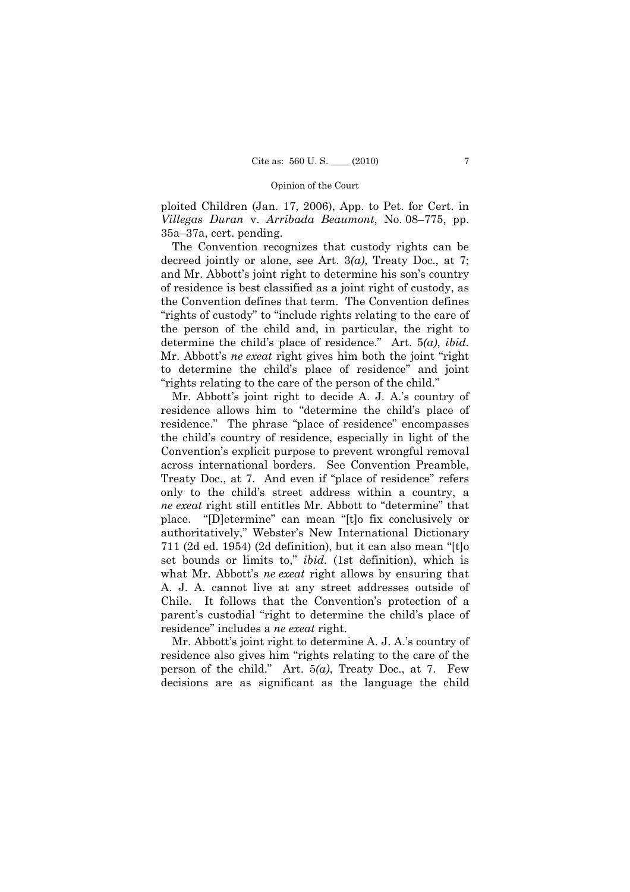ploited Children (Jan. 17, 2006), App. to Pet. for Cert. in *Villegas Duran* v. *Arribada Beaumont*, No. 08–775, pp. 35a–37a, cert. pending.

The Convention recognizes that custody rights can be decreed jointly or alone, see Art. 3*(a)*, Treaty Doc., at 7; and Mr. Abbott's joint right to determine his son's country of residence is best classified as a joint right of custody, as the Convention defines that term. The Convention defines "rights of custody" to "include rights relating to the care of the person of the child and, in particular, the right to determine the child's place of residence." Art. 5*(a)*, *ibid.* Mr. Abbott's *ne exeat* right gives him both the joint "right to determine the child's place of residence" and joint "rights relating to the care of the person of the child."

Mr. Abbott's joint right to decide A. J. A.'s country of residence allows him to "determine the child's place of residence." The phrase "place of residence" encompasses the child's country of residence, especially in light of the Convention's explicit purpose to prevent wrongful removal across international borders. See Convention Preamble, Treaty Doc., at 7. And even if "place of residence" refers only to the child's street address within a country, a *ne exeat* right still entitles Mr. Abbott to "determine" that place. "[D]etermine" can mean "[t]o fix conclusively or authoritatively," Webster's New International Dictionary 711 (2d ed. 1954) (2d definition), but it can also mean "[t]o set bounds or limits to," *ibid.* (1st definition), which is what Mr. Abbott's *ne exeat* right allows by ensuring that A. J. A. cannot live at any street addresses outside of Chile. It follows that the Convention's protection of a parent's custodial "right to determine the child's place of residence" includes a *ne exeat* right.

Mr. Abbott's joint right to determine A. J. A.'s country of residence also gives him "rights relating to the care of the person of the child." Art. 5*(a)*, Treaty Doc., at 7. Few decisions are as significant as the language the child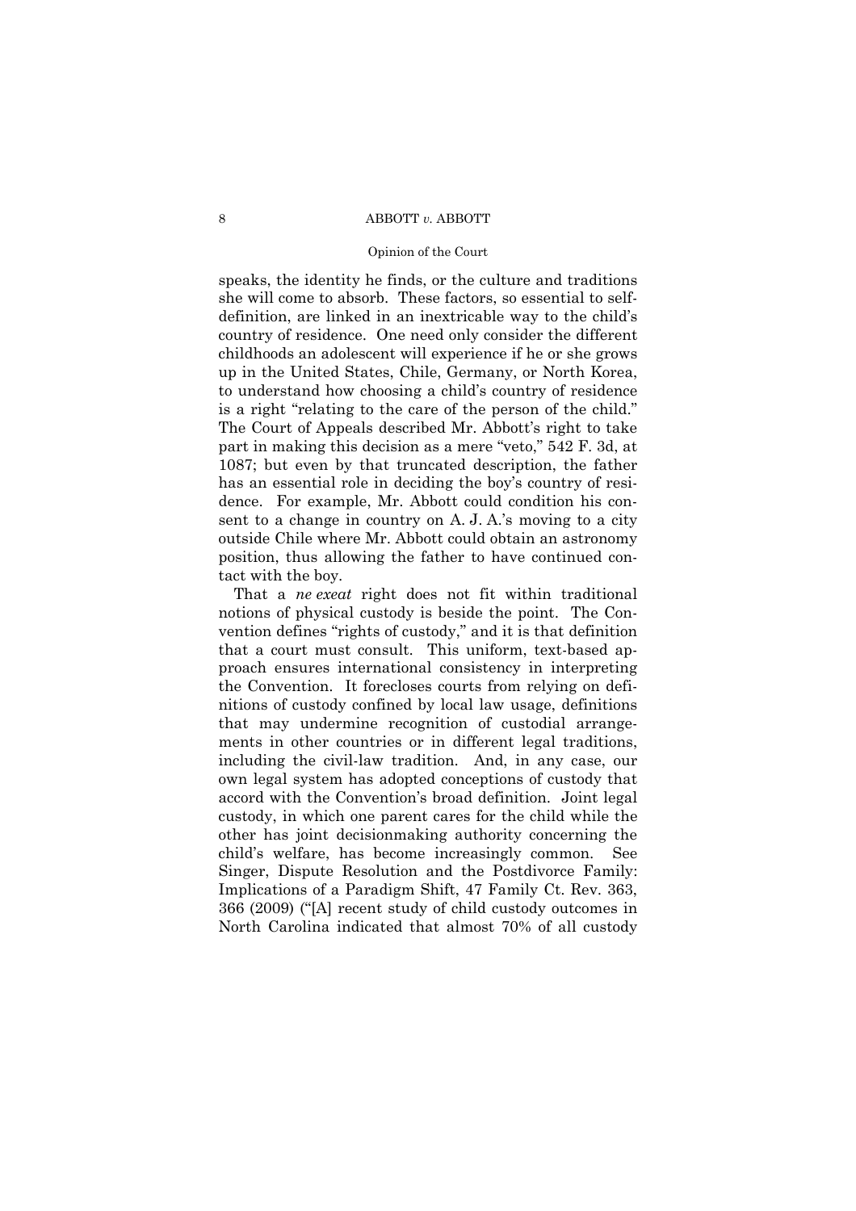speaks, the identity he finds, or the culture and traditions she will come to absorb. These factors, so essential to self-definition, are linked in an inextricable way to the child's country of residence. One need only consider the different childhoods an adolescent will experience if he or she grows up in the United States, Chile, Germany, or North Korea, to understand how choosing a child's country of residence is a right "relating to the care of the person of the child." The Court of Appeals described Mr. Abbott's right to take part in making this decision as a mere "veto," 542 F. 3d, at 1087; but even by that truncated description, the father has an essential role in deciding the boy's country of residence. For example, Mr. Abbott could condition his consent to a change in country on A. J. A.'s moving to a city outside Chile where Mr. Abbott could obtain an astronomy position, thus allowing the father to have continued contact with the boy.

That a *ne exeat* right does not fit within traditional notions of physical custody is beside the point. The Convention defines "rights of custody," and it is that definition that a court must consult. This uniform, text-based approach ensures international consistency in interpreting the Convention. It forecloses courts from relying on definitions of custody confined by local law usage, definitions that may undermine recognition of custodial arrangements in other countries or in different legal traditions, including the civil-law tradition. And, in any case, our own legal system has adopted conceptions of custody that accord with the Convention's broad definition. Joint legal custody, in which one parent cares for the child while the other has joint decisionmaking authority concerning the child's welfare, has become increasingly common. See Singer, Dispute Resolution and the Postdivorce Family: Implications of a Paradigm Shift, 47 Family Ct. Rev. 363, 366 (2009) ("[A] recent study of child custody outcomes in North Carolina indicated that almost 70% of all custody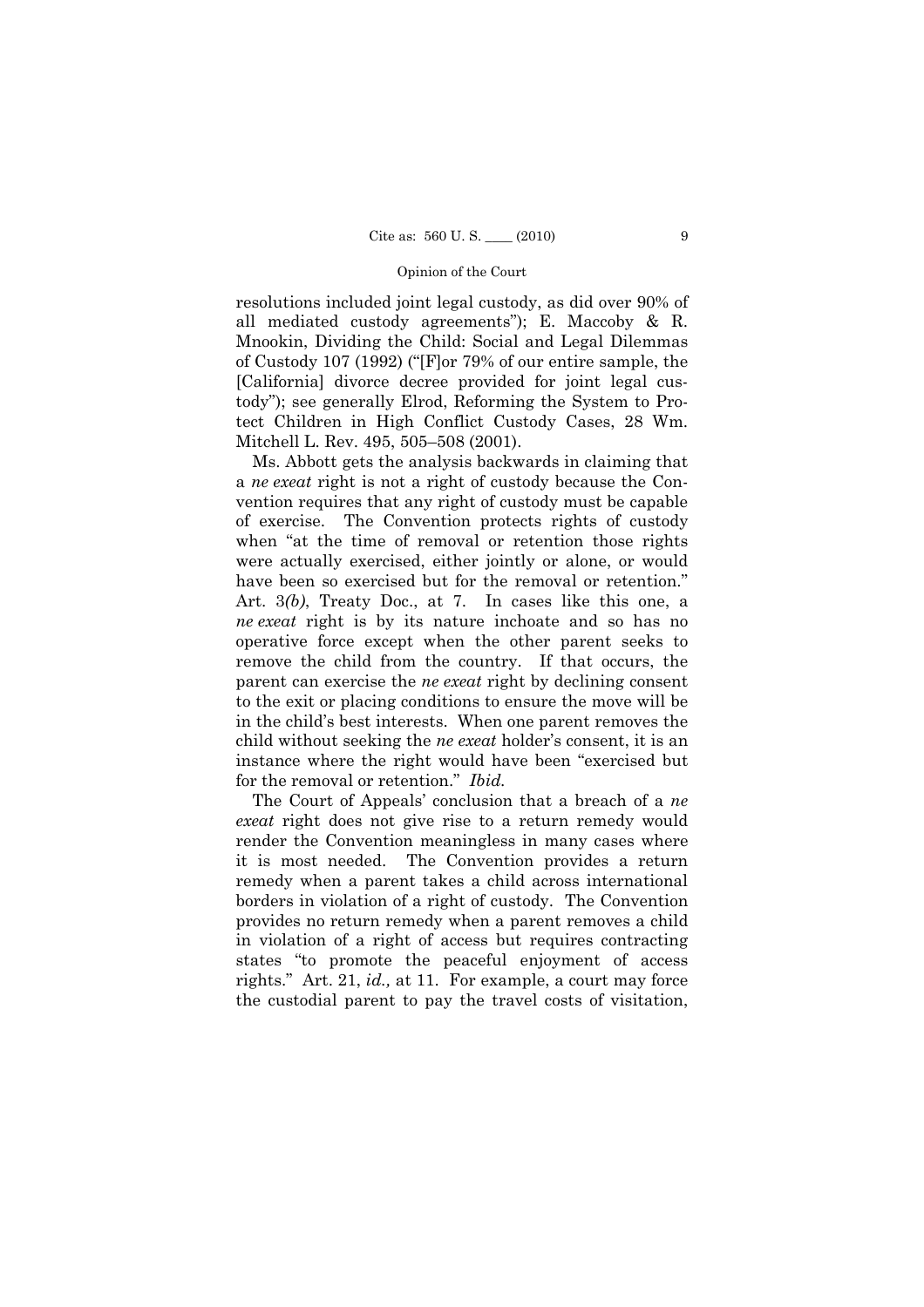resolutions included joint legal custody, as did over 90% of all mediated custody agreements"); E. Maccoby & R. Mnookin, Dividing the Child: Social and Legal Dilemmas of Custody 107 (1992) ("[F]or 79% of our entire sample, the [California] divorce decree provided for joint legal custody"); see generally Elrod, Reforming the System to Protect Children in High Conflict Custody Cases, 28 Wm. Mitchell L. Rev. 495, 505–508 (2001).

Ms. Abbott gets the analysis backwards in claiming that a *ne exeat* right is not a right of custody because the Convention requires that any right of custody must be capable of exercise. The Convention protects rights of custody when "at the time of removal or retention those rights were actually exercised, either jointly or alone, or would have been so exercised but for the removal or retention." Art. 3*(b)*, Treaty Doc., at 7. In cases like this one, a *ne exeat* right is by its nature inchoate and so has no operative force except when the other parent seeks to remove the child from the country. If that occurs, the parent can exercise the *ne exeat* right by declining consent to the exit or placing conditions to ensure the move will be in the child's best interests. When one parent removes the child without seeking the *ne exeat* holder's consent, it is an instance where the right would have been "exercised but for the removal or retention." *Ibid.*

The Court of Appeals' conclusion that a breach of a *ne exeat* right does not give rise to a return remedy would render the Convention meaningless in many cases where it is most needed. The Convention provides a return remedy when a parent takes a child across international borders in violation of a right of custody. The Convention provides no return remedy when a parent removes a child in violation of a right of access but requires contracting states "to promote the peaceful enjoyment of access rights." Art. 21, *id.,* at 11. For example, a court may force the custodial parent to pay the travel costs of visitation,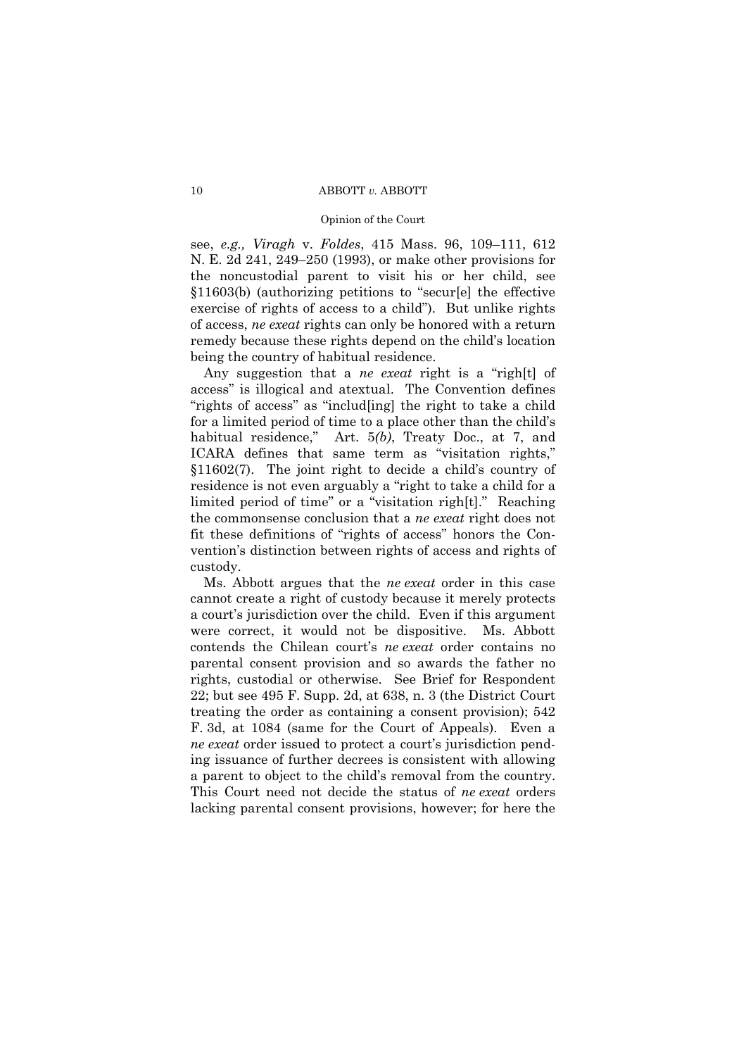see, *e.g., Viragh* v. *Foldes*, 415 Mass. 96, 109–111, 612 N. E. 2d 241, 249–250 (1993), or make other provisions for the noncustodial parent to visit his or her child, see §11603(b) (authorizing petitions to "secur[e] the effective exercise of rights of access to a child"). But unlike rights of access, *ne exeat* rights can only be honored with a return remedy because these rights depend on the child's location being the country of habitual residence.

Any suggestion that a *ne exeat* right is a "righ[t] of access" is illogical and atextual. The Convention defines "rights of access" as "includ[ing] the right to take a child for a limited period of time to a place other than the child's habitual residence," Art. 5*(b)*, Treaty Doc., at 7, and ICARA defines that same term as "visitation rights," §11602(7). The joint right to decide a child's country of residence is not even arguably a "right to take a child for a limited period of time" or a "visitation righ[t]." Reaching the commonsense conclusion that a *ne exeat* right does not fit these definitions of "rights of access" honors the Convention's distinction between rights of access and rights of custody.

Ms. Abbott argues that the *ne exeat* order in this case cannot create a right of custody because it merely protects a court's jurisdiction over the child. Even if this argument were correct, it would not be dispositive. Ms. Abbott contends the Chilean court's *ne exeat* order contains no parental consent provision and so awards the father no rights, custodial or otherwise. See Brief for Respondent 22; but see 495 F. Supp. 2d, at 638, n. 3 (the District Court treating the order as containing a consent provision); 542 F. 3d, at 1084 (same for the Court of Appeals). Even a *ne exeat* order issued to protect a court's jurisdiction pending issuance of further decrees is consistent with allowing a parent to object to the child's removal from the country. This Court need not decide the status of *ne exeat* orders lacking parental consent provisions, however; for here the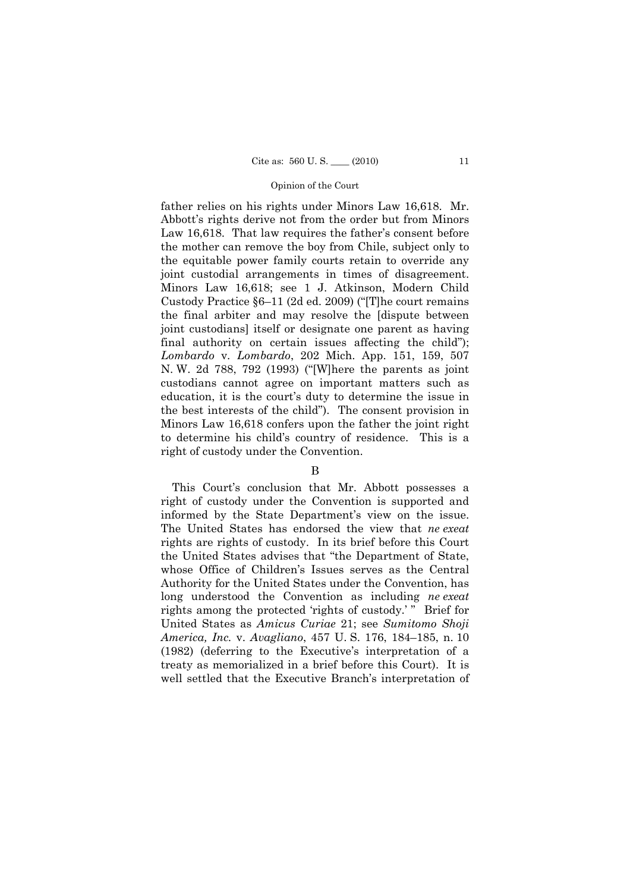father relies on his rights under Minors Law 16,618. Mr. Abbott's rights derive not from the order but from Minors Law 16,618. That law requires the father's consent before the mother can remove the boy from Chile, subject only to the equitable power family courts retain to override any joint custodial arrangements in times of disagreement. Minors Law 16,618; see 1 J. Atkinson, Modern Child Custody Practice §6–11 (2d ed. 2009) ("[T]he court remains the final arbiter and may resolve the [dispute between joint custodians] itself or designate one parent as having final authority on certain issues affecting the child"); *Lombardo* v. *Lombardo*, 202 Mich. App. 151, 159, 507 N. W. 2d 788, 792 (1993) ("[W]here the parents as joint custodians cannot agree on important matters such as education, it is the court's duty to determine the issue in the best interests of the child"). The consent provision in Minors Law 16,618 confers upon the father the joint right to determine his child's country of residence. This is a right of custody under the Convention.

B

This Court's conclusion that Mr. Abbott possesses a right of custody under the Convention is supported and informed by the State Department's view on the issue. The United States has endorsed the view that *ne exeat* rights are rights of custody. In its brief before this Court the United States advises that "the Department of State, whose Office of Children's Issues serves as the Central Authority for the United States under the Convention, has long understood the Convention as including *ne exeat* rights among the protected 'rights of custody.'" Brief for United States as *Amicus Curiae* 21; see *Sumitomo Shoji America, Inc.* v. *Avagliano*, 457 U. S. 176, 184–185, n. 10 (1982) (deferring to the Executive's interpretation of a treaty as memorialized in a brief before this Court). It is well settled that the Executive Branch's interpretation of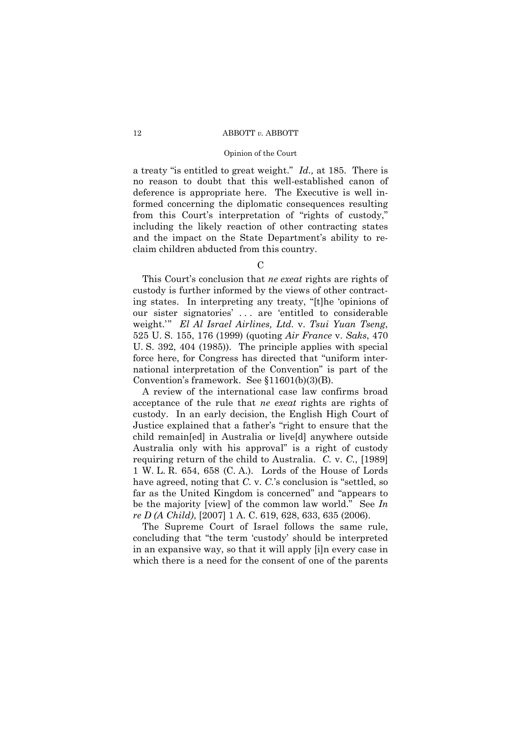a treaty "is entitled to great weight." *Id.,* at 185. There is no reason to doubt that this well-established canon of deference is appropriate here. The Executive is well informed concerning the diplomatic consequences resulting from this Court's interpretation of "rights of custody," including the likely reaction of other contracting states and the impact on the State Department's ability to reclaim children abducted from this country.

C

This Court's conclusion that *ne exeat* rights are rights of custody is further informed by the views of other contracting states. In interpreting any treaty, "[t]he 'opinions of our sister signatories' . . . are 'entitled to considerable weight.'" *El Al Israel Airlines, Ltd.* v. *Tsui Yuan Tseng*, 525 U. S. 155, 176 (1999) (quoting *Air France* v. *Saks*, 470 U. S. 392, 404 (1985)). The principle applies with special force here, for Congress has directed that "uniform international interpretation of the Convention" is part of the Convention's framework. See §11601(b)(3)(B).

A review of the international case law confirms broad acceptance of the rule that *ne exeat* rights are rights of custody. In an early decision, the English High Court of Justice explained that a father's "right to ensure that the child remain[ed] in Australia or live[d] anywhere outside Australia only with his approval" is a right of custody requiring return of the child to Australia. *C.* v. *C.*, [1989] 1 W. L. R. 654, 658 (C. A.). Lords of the House of Lords have agreed, noting that *C.* v. *C.*'s conclusion is "settled, so far as the United Kingdom is concerned" and "appears to be the majority [view] of the common law world." See *In re D (A Child)*, [2007] 1 A. C. 619, 628, 633, 635 (2006).

The Supreme Court of Israel follows the same rule, concluding that "the term 'custody' should be interpreted in an expansive way, so that it will apply [i]n every case in which there is a need for the consent of one of the parents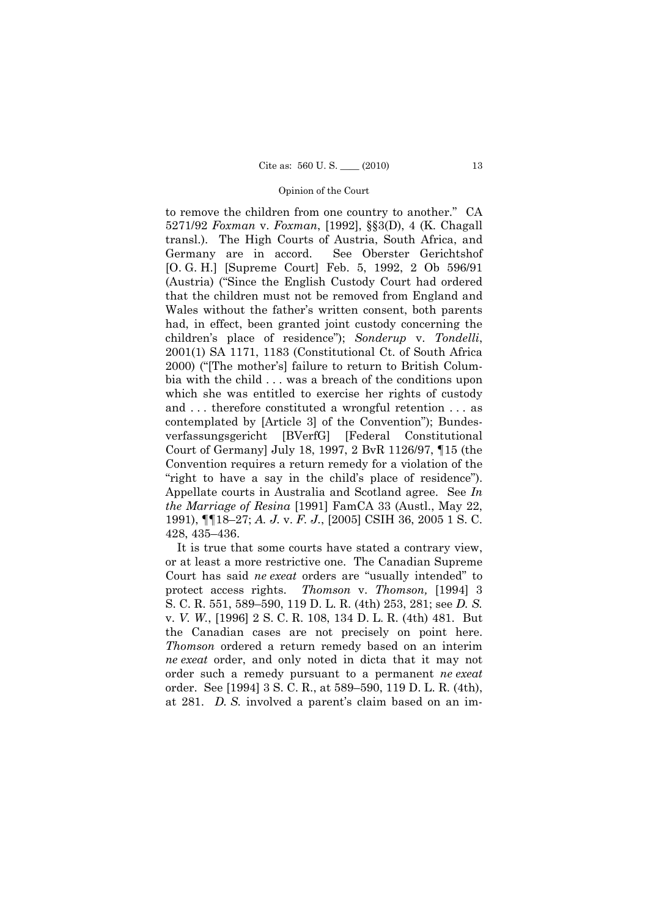to remove the children from one country to another." CA 5271/92 *Foxman* v. *Foxman*, [1992], §§3(D), 4 (K. Chagall transl.). The High Courts of Austria, South Africa, and Germany are in accord. See Oberster Gerichtshof [O. G. H.] [Supreme Court] Feb. 5, 1992, 2 Ob 596/91 (Austria) ("Since the English Custody Court had ordered that the children must not be removed from England and Wales without the father's written consent, both parents had, in effect, been granted joint custody concerning the children's place of residence"); *Sonderup* v. *Tondelli*, 2001(1) SA 1171, 1183 (Constitutional Ct. of South Africa 2000) ("[The mother's] failure to return to British Columbia with the child . . . was a breach of the conditions upon which she was entitled to exercise her rights of custody and . . . therefore constituted a wrongful retention . . . as contemplated by [Article 3] of the Convention"); Bundesverfassungsgericht [BVerfG] [Federal Constitutional Court of Germany] July 18, 1997, 2 BvR 1126/97, ¶15 (the Convention requires a return remedy for a violation of the "right to have a say in the child's place of residence"). Appellate courts in Australia and Scotland agree. See *In the Marriage of Resina* [1991] FamCA 33 (Austl., May 22, 1991), ¶¶18–27; *A. J.* v. *F. J.*, [2005] CSIH 36, 2005 1 S. C. 428, 435–436.

It is true that some courts have stated a contrary view, or at least a more restrictive one. The Canadian Supreme Court has said *ne exeat* orders are "usually intended" to protect access rights. *Thomson* v. *Thomson,* [1994] 3 S. C. R. 551, 589–590, 119 D. L. R. (4th) 253, 281; see *D. S.* v. *V. W.*, [1996] 2 S. C. R. 108, 134 D. L. R. (4th) 481. But the Canadian cases are not precisely on point here. *Thomson* ordered a return remedy based on an interim *ne exeat* order, and only noted in dicta that it may not order such a remedy pursuant to a permanent *ne exeat* order. See [1994] 3 S. C. R., at 589–590, 119 D. L. R. (4th), at 281. *D. S.* involved a parent's claim based on an im-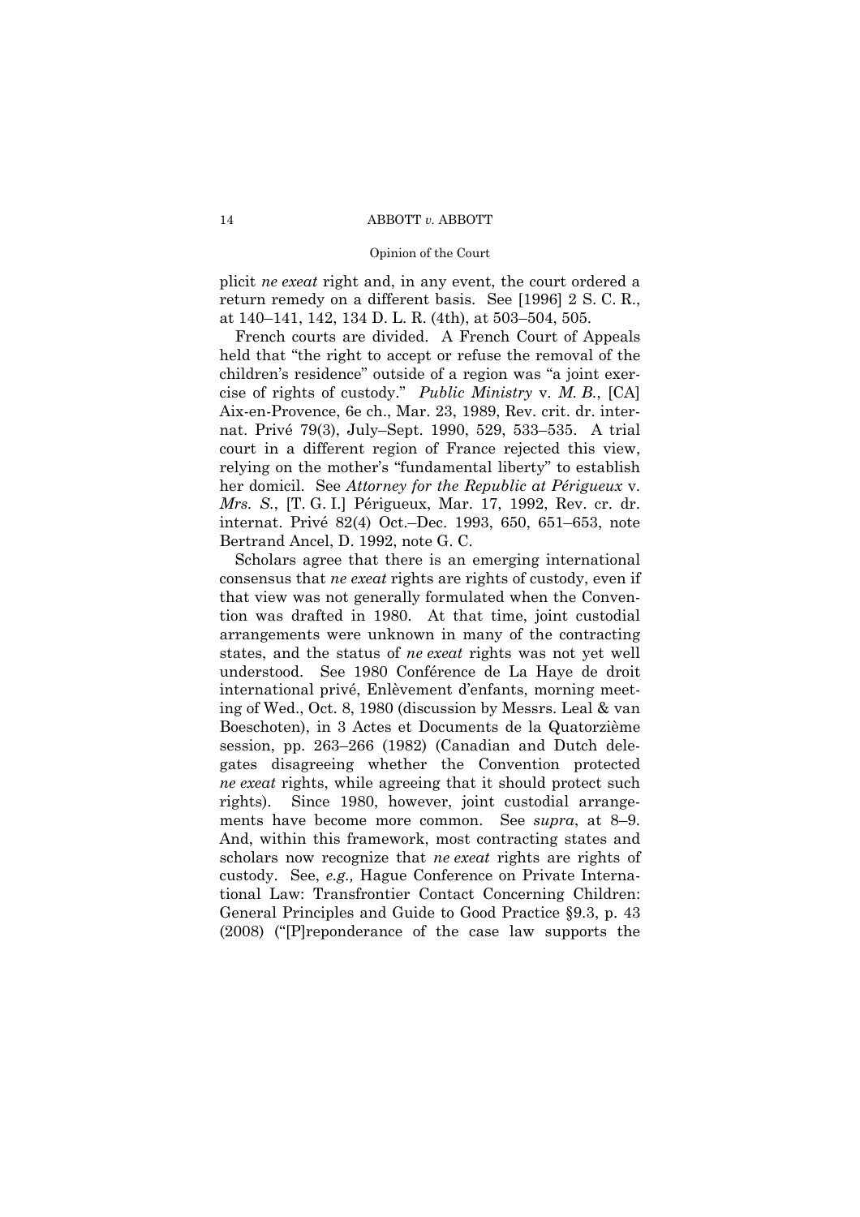plicit *ne exeat* right and, in any event, the court ordered a return remedy on a different basis. See [1996] 2 S. C. R., at 140–141, 142, 134 D. L. R. (4th), at 503–504, 505.

French courts are divided. A French Court of Appeals held that "the right to accept or refuse the removal of the children's residence" outside of a region was "a joint exercise of rights of custody." *Public Ministry* v. *M. B.*, [CA] Aix-en-Provence, 6e ch., Mar. 23, 1989, Rev. crit. dr. internat. Privé 79(3), July–Sept. 1990, 529, 533–535. A trial court in a different region of France rejected this view, relying on the mother's "fundamental liberty" to establish her domicil. See *Attorney for the Republic at Périgueux* v. *Mrs. S.*, [T. G. I.] Périgueux, Mar. 17, 1992, Rev. cr. dr. internat. Privé 82(4) Oct.–Dec. 1993, 650, 651–653, note Bertrand Ancel, D. 1992, note G. C.

Scholars agree that there is an emerging international consensus that *ne exeat* rights are rights of custody, even if that view was not generally formulated when the Convention was drafted in 1980. At that time, joint custodial arrangements were unknown in many of the contracting states, and the status of *ne exeat* rights was not yet well understood. See 1980 Conférence de La Haye de droit international privé, Enlèvement d'enfants, morning meeting of Wed., Oct. 8, 1980 (discussion by Messrs. Leal & van Boeschoten), in 3 Actes et Documents de la Quatorzième session, pp. 263–266 (1982) (Canadian and Dutch delegates disagreeing whether the Convention protected *ne exeat* rights, while agreeing that it should protect such rights). Since 1980, however, joint custodial arrangements have become more common. See *supra*, at 8–9. And, within this framework, most contracting states and scholars now recognize that *ne exeat* rights are rights of custody. See, *e.g.,* Hague Conference on Private International Law: Transfrontier Contact Concerning Children: General Principles and Guide to Good Practice §9.3, p. 43 (2008) ("[P]reponderance of the case law supports the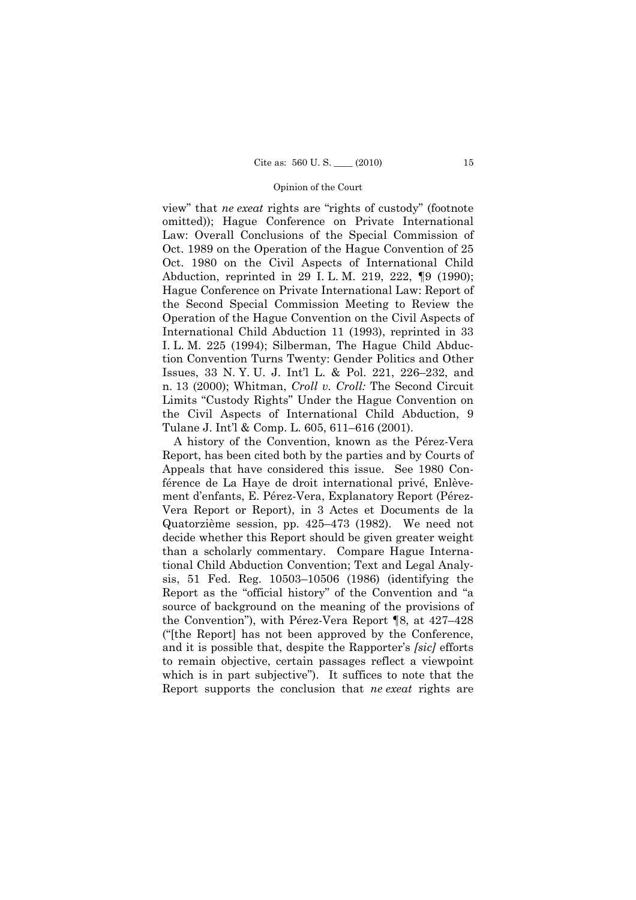view" that *ne exeat* rights are "rights of custody" (footnote omitted)); Hague Conference on Private International Law: Overall Conclusions of the Special Commission of Oct. 1989 on the Operation of the Hague Convention of 25 Oct. 1980 on the Civil Aspects of International Child Abduction, reprinted in 29 I. L. M. 219, 222, ¶9 (1990); Hague Conference on Private International Law: Report of the Second Special Commission Meeting to Review the Operation of the Hague Convention on the Civil Aspects of International Child Abduction 11 (1993), reprinted in 33 I. L. M. 225 (1994); Silberman, The Hague Child Abduction Convention Turns Twenty: Gender Politics and Other Issues, 33 N. Y. U. J. Int'l L. & Pol. 221, 226–232, and n. 13 (2000); Whitman, *Croll v. Croll:* The Second Circuit Limits "Custody Rights" Under the Hague Convention on the Civil Aspects of International Child Abduction, 9 Tulane J. Int'l & Comp. L. 605, 611–616 (2001).

A history of the Convention, known as the Pérez-Vera Report, has been cited both by the parties and by Courts of Appeals that have considered this issue. See 1980 Conférence de La Haye de droit international privé, Enlèvement d'enfants, E. Pérez-Vera, Explanatory Report (Pérez-Vera Report or Report), in 3 Actes et Documents de la Quatorzième session, pp. 425–473 (1982). We need not decide whether this Report should be given greater weight than a scholarly commentary. Compare Hague International Child Abduction Convention; Text and Legal Analysis, 51 Fed. Reg. 10503–10506 (1986) (identifying the Report as the "official history" of the Convention and "a source of background on the meaning of the provisions of the Convention"), with Pérez-Vera Report ¶8, at 427–428 ("[the Report] has not been approved by the Conference, and it is possible that, despite the Rapporter's *[sic]* efforts to remain objective, certain passages reflect a viewpoint which is in part subjective"). It suffices to note that the Report supports the conclusion that *ne exeat* rights are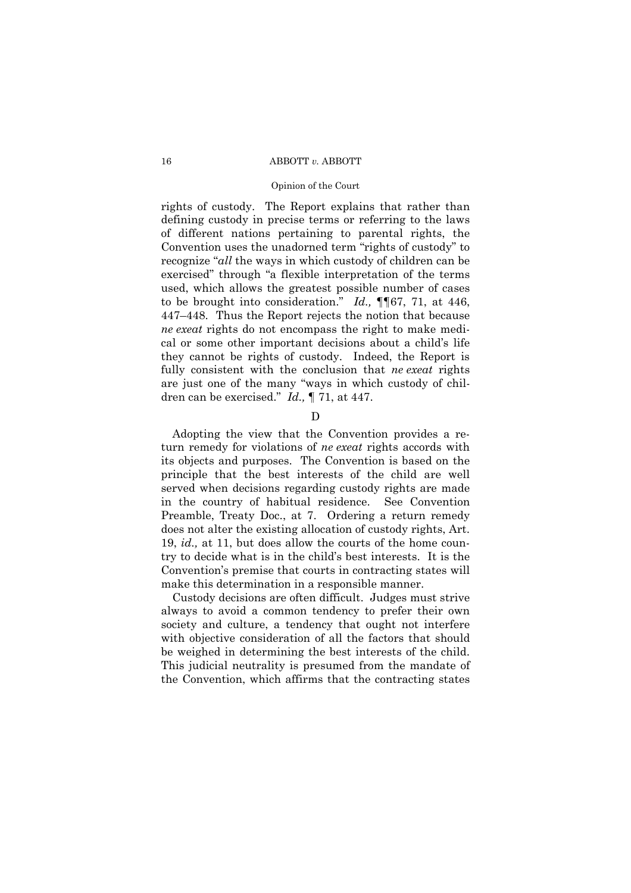rights of custody. The Report explains that rather than defining custody in precise terms or referring to the laws of different nations pertaining to parental rights, the Convention uses the unadorned term "rights of custody" to recognize "*all* the ways in which custody of children can be exercised" through "a flexible interpretation of the terms used, which allows the greatest possible number of cases to be brought into consideration." *Id.,* ¶¶67, 71, at 446, 447–448. Thus the Report rejects the notion that because *ne exeat* rights do not encompass the right to make medical or some other important decisions about a child's life they cannot be rights of custody. Indeed, the Report is fully consistent with the conclusion that *ne exeat* rights are just one of the many "ways in which custody of children can be exercised." *Id.,* ¶ 71, at 447.

D

Adopting the view that the Convention provides a return remedy for violations of *ne exeat* rights accords with its objects and purposes. The Convention is based on the principle that the best interests of the child are well served when decisions regarding custody rights are made in the country of habitual residence. See Convention Preamble, Treaty Doc., at 7. Ordering a return remedy does not alter the existing allocation of custody rights, Art. 19, *id.,* at 11, but does allow the courts of the home country to decide what is in the child's best interests. It is the Convention's premise that courts in contracting states will make this determination in a responsible manner.

Custody decisions are often difficult. Judges must strive always to avoid a common tendency to prefer their own society and culture, a tendency that ought not interfere with objective consideration of all the factors that should be weighed in determining the best interests of the child. This judicial neutrality is presumed from the mandate of the Convention, which affirms that the contracting states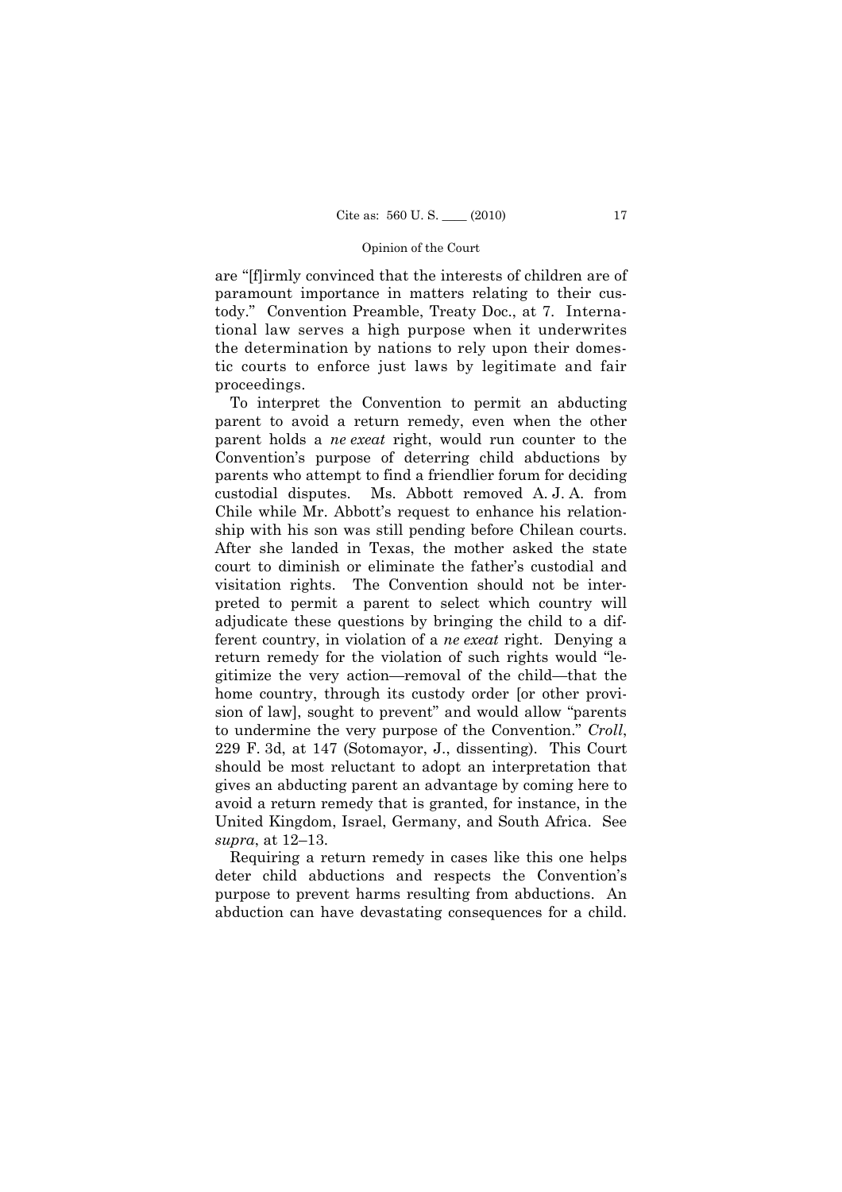are "[f]irmly convinced that the interests of children are of paramount importance in matters relating to their custody." Convention Preamble, Treaty Doc., at 7. International law serves a high purpose when it underwrites the determination by nations to rely upon their domestic courts to enforce just laws by legitimate and fair proceedings.

To interpret the Convention to permit an abducting parent to avoid a return remedy, even when the other parent holds a *ne exeat* right, would run counter to the Convention's purpose of deterring child abductions by parents who attempt to find a friendlier forum for deciding custodial disputes. Ms. Abbott removed A. J. A. from Chile while Mr. Abbott's request to enhance his relationship with his son was still pending before Chilean courts. After she landed in Texas, the mother asked the state court to diminish or eliminate the father's custodial and visitation rights. The Convention should not be interpreted to permit a parent to select which country will adjudicate these questions by bringing the child to a different country, in violation of a *ne exeat* right. Denying a return remedy for the violation of such rights would "legitimize the very action—removal of the child—that the home country, through its custody order [or other provision of law], sought to prevent" and would allow "parents to undermine the very purpose of the Convention." *Croll*, 229 F. 3d, at 147 (Sotomayor, J., dissenting). This Court should be most reluctant to adopt an interpretation that gives an abducting parent an advantage by coming here to avoid a return remedy that is granted, for instance, in the United Kingdom, Israel, Germany, and South Africa. See *supra*, at 12–13.

Requiring a return remedy in cases like this one helps deter child abductions and respects the Convention's purpose to prevent harms resulting from abductions. An abduction can have devastating consequences for a child.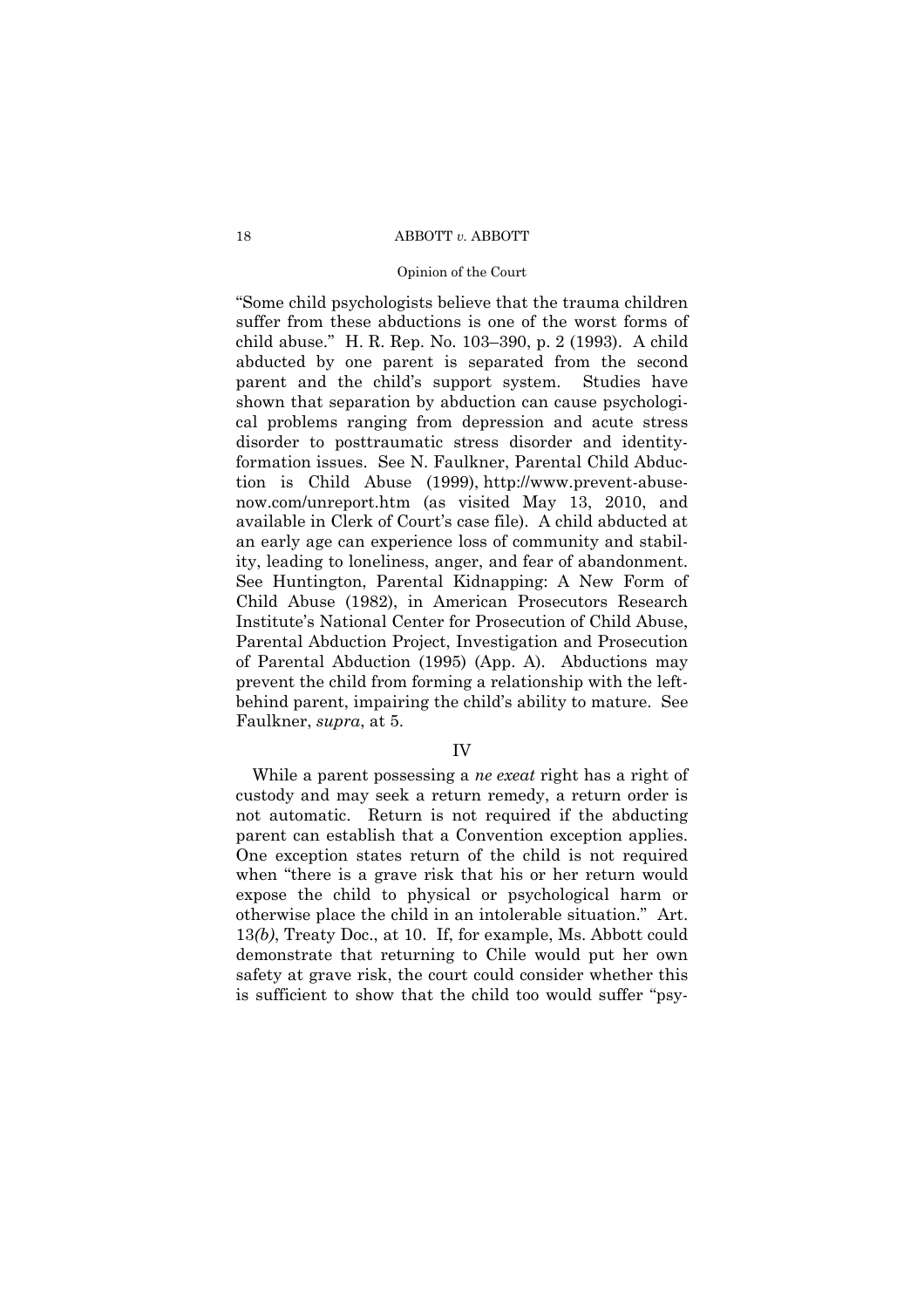"Some child psychologists believe that the trauma children suffer from these abductions is one of the worst forms of child abuse." H. R. Rep. No. 103–390, p. 2 (1993). A child abducted by one parent is separated from the second parent and the child's support system. Studies have shown that separation by abduction can cause psychological problems ranging from depression and acute stress disorder to posttraumatic stress disorder and identity-formation issues. See N. Faulkner, Parental Child Abduction is Child Abuse (1999), http://www.prevent-abuse-now.com/unreport.htm (as visited May 13, 2010, and available in Clerk of Court's case file). A child abducted at an early age can experience loss of community and stability, leading to loneliness, anger, and fear of abandonment. See Huntington, Parental Kidnapping: A New Form of Child Abuse (1982), in American Prosecutors Research Institute's National Center for Prosecution of Child Abuse, Parental Abduction Project, Investigation and Prosecution of Parental Abduction (1995) (App. A). Abductions may prevent the child from forming a relationship with the left-behind parent, impairing the child's ability to mature. See Faulkner, *supra*, at 5.

## IV

While a parent possessing a *ne exeat* right has a right of custody and may seek a return remedy, a return order is not automatic. Return is not required if the abducting parent can establish that a Convention exception applies. One exception states return of the child is not required when "there is a grave risk that his or her return would expose the child to physical or psychological harm or otherwise place the child in an intolerable situation." Art. 13*(b)*, Treaty Doc., at 10. If, for example, Ms. Abbott could demonstrate that returning to Chile would put her own safety at grave risk, the court could consider whether this is sufficient to show that the child too would suffer "psy-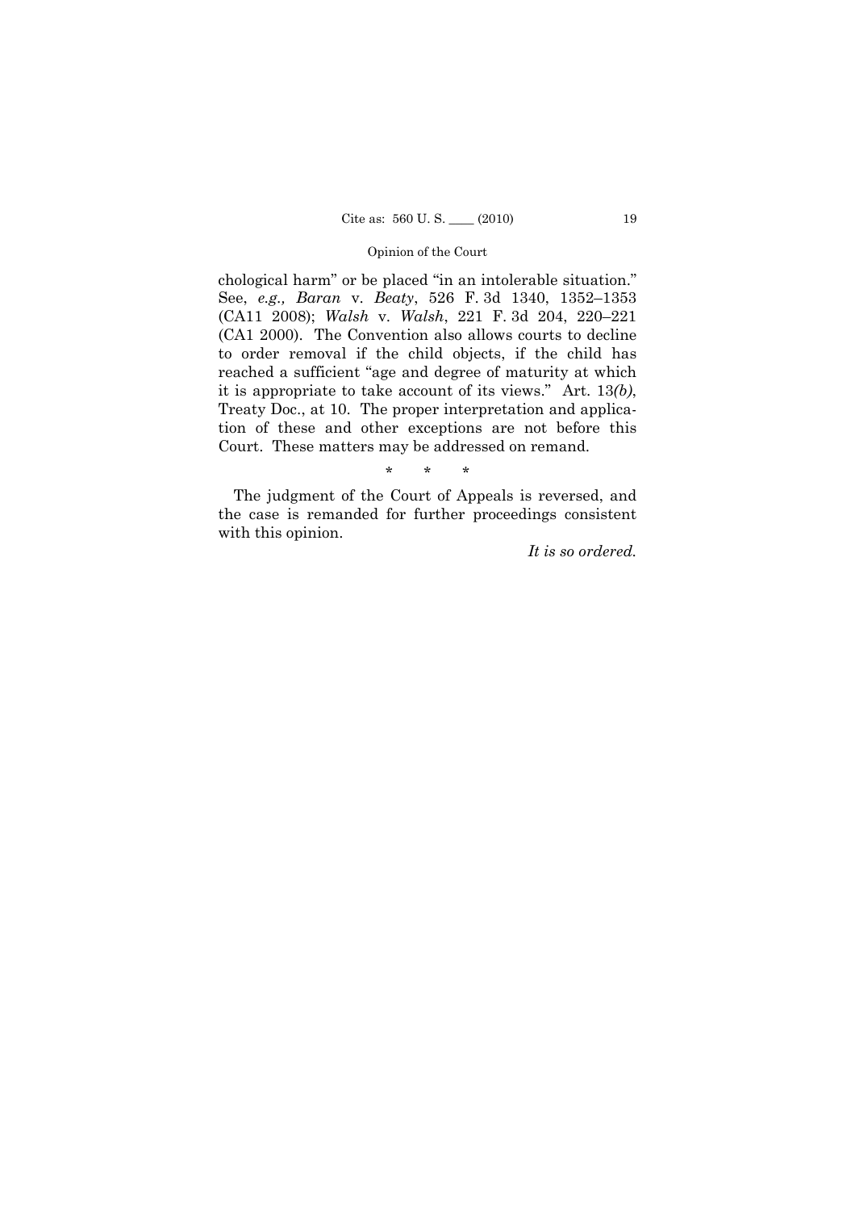chological harm" or be placed "in an intolerable situation." See, *e.g., Baran* v. *Beaty*, 526 F. 3d 1340, 1352–1353 (CA11 2008); *Walsh* v. *Walsh*, 221 F. 3d 204, 220–221 (CA1 2000). The Convention also allows courts to decline to order removal if the child objects, if the child has reached a sufficient "age and degree of maturity at which it is appropriate to take account of its views." Art. 13*(b)*, Treaty Doc., at 10. The proper interpretation and application of these and other exceptions are not before this Court. These matters may be addressed on remand.

\* \* \*

The judgment of the Court of Appeals is reversed, and the case is remanded for further proceedings consistent with this opinion.

*It is so ordered.*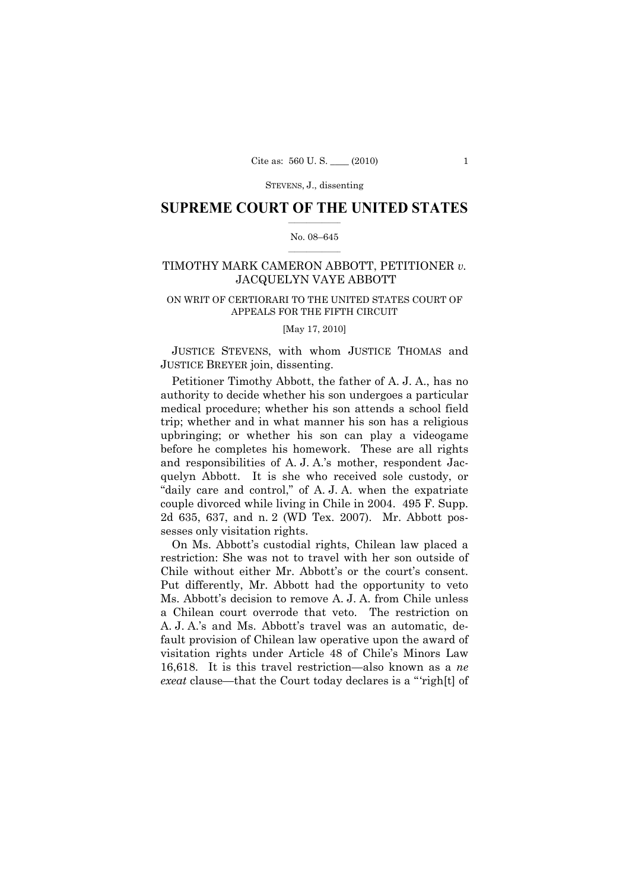STEVENS, J., dissenting

# SUPREME COURT OF THE UNITED STATES

No. 08–645

TIMOTHY MARK CAMERON ABBOTT, PETITIONER *v.* JACQUELYN VAYE ABBOTT

ON WRIT OF CERTIORARI TO THE UNITED STATES COURT OF APPEALS FOR THE FIFTH CIRCUIT

[May 17, 2010]

JUSTICE STEVENS, with whom JUSTICE THOMAS and JUSTICE BREYER join, dissenting.

Petitioner Timothy Abbott, the father of A. J. A., has no authority to decide whether his son undergoes a particular medical procedure; whether his son attends a school field trip; whether and in what manner his son has a religious upbringing; or whether his son can play a videogame before he completes his homework. These are all rights and responsibilities of A. J. A.'s mother, respondent Jacquelyn Abbott. It is she who received sole custody, or "daily care and control," of A. J. A. when the expatriate couple divorced while living in Chile in 2004. 495 F. Supp. 2d 635, 637, and n. 2 (WD Tex. 2007). Mr. Abbott possesses only visitation rights.

On Ms. Abbott's custodial rights, Chilean law placed a restriction: She was not to travel with her son outside of Chile without either Mr. Abbott's or the court's consent. Put differently, Mr. Abbott had the opportunity to veto Ms. Abbott's decision to remove A. J. A. from Chile unless a Chilean court overrode that veto. The restriction on A. J. A.'s and Ms. Abbott's travel was an automatic, default provision of Chilean law operative upon the award of visitation rights under Article 48 of Chile's Minors Law 16,618. It is this travel restriction—also known as a *ne exeat* clause—that the Court today declares is a "'righ[t] of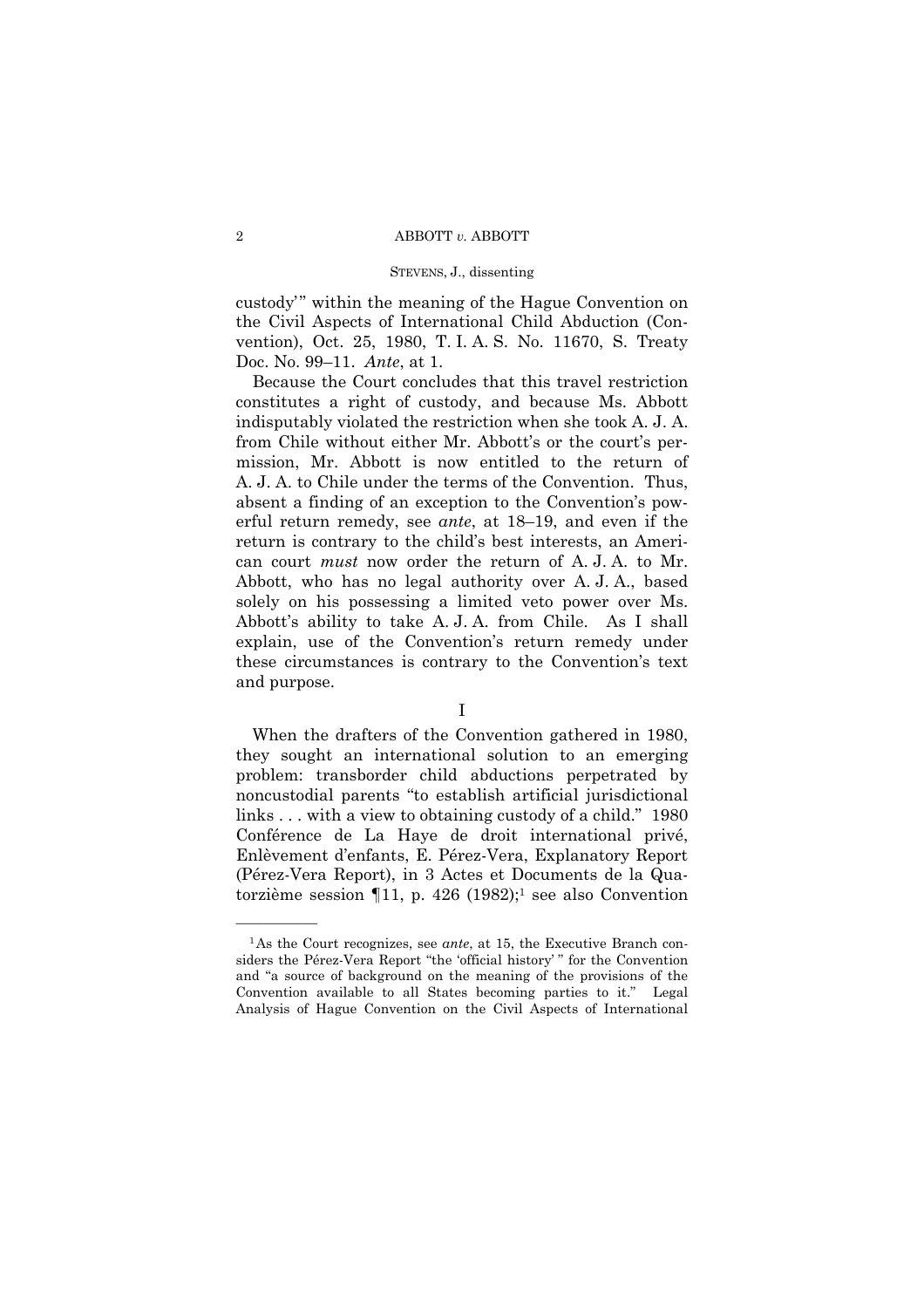custody'" within the meaning of the Hague Convention on the Civil Aspects of International Child Abduction (Convention), Oct. 25, 1980, T. I. A. S. No. 11670, S. Treaty Doc. No. 99–11. *Ante*, at 1.

Because the Court concludes that this travel restriction constitutes a right of custody, and because Ms. Abbott indisputably violated the restriction when she took A. J. A. from Chile without either Mr. Abbott's or the court's permission, Mr. Abbott is now entitled to the return of A. J. A. to Chile under the terms of the Convention. Thus, absent a finding of an exception to the Convention's powerful return remedy, see *ante*, at 18–19, and even if the return is contrary to the child's best interests, an American court *must* now order the return of A. J. A. to Mr. Abbott, who has no legal authority over A. J. A., based solely on his possessing a limited veto power over Ms. Abbott's ability to take A. J. A. from Chile. As I shall explain, use of the Convention's return remedy under these circumstances is contrary to the Convention's text and purpose.

I

When the drafters of the Convention gathered in 1980, they sought an international solution to an emerging problem: transborder child abductions perpetrated by noncustodial parents "to establish artificial jurisdictional links . . . with a view to obtaining custody of a child." 1980 Conférence de La Haye de droit international privé, Enlèvement d'enfants, E. Pérez-Vera, Explanatory Report (Pérez-Vera Report), in 3 Actes et Documents de la Quatorzième session ¶11, p. 426 (1982);[1] see also Convention

[1] As the Court recognizes, see *ante*, at 15, the Executive Branch considers the Pérez-Vera Report "the 'official history'" for the Convention and "a source of background on the meaning of the provisions of the Convention available to all States becoming parties to it." Legal Analysis of Hague Convention on the Civil Aspects of International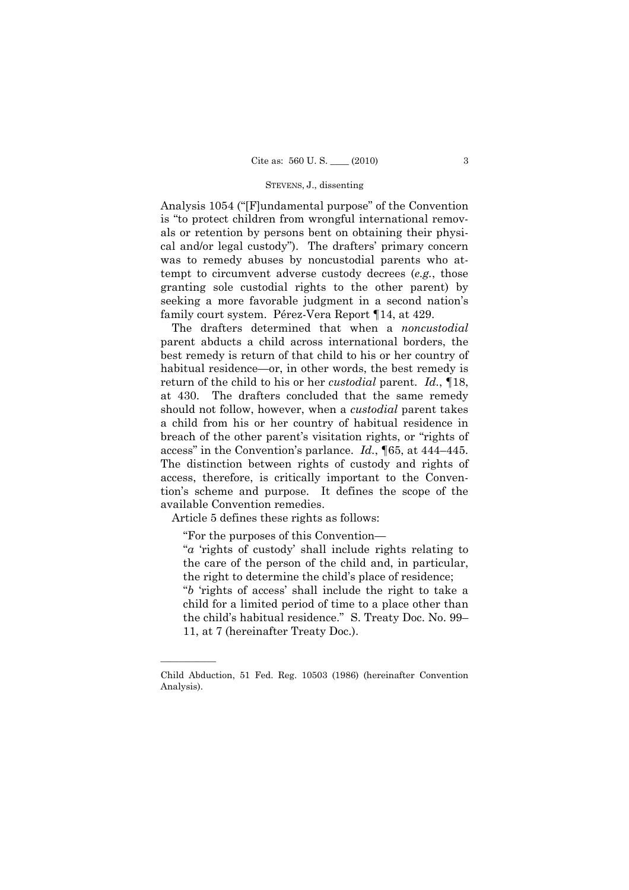Analysis 1054 ("[F]undamental purpose" of the Convention is "to protect children from wrongful international removals or retention by persons bent on obtaining their physical and/or legal custody"). The drafters' primary concern was to remedy abuses by noncustodial parents who attempt to circumvent adverse custody decrees (*e.g.*, those granting sole custodial rights to the other parent) by seeking a more favorable judgment in a second nation's family court system. Pérez-Vera Report ¶14, at 429.

The drafters determined that when a *noncustodial* parent abducts a child across international borders, the best remedy is return of that child to his or her country of habitual residence—or, in other words, the best remedy is return of the child to his or her *custodial* parent. *Id.*, ¶18, at 430. The drafters concluded that the same remedy should not follow, however, when a *custodial* parent takes a child from his or her country of habitual residence in breach of the other parent's visitation rights, or "rights of access" in the Convention's parlance. *Id.*, ¶65, at 444–445. The distinction between rights of custody and rights of access, therefore, is critically important to the Convention's scheme and purpose. It defines the scope of the available Convention remedies.

Article 5 defines these rights as follows:

> "For the purposes of this Convention—
>
> "*a* 'rights of custody' shall include rights relating to the care of the person of the child and, in particular, the right to determine the child's place of residence;
>
> "*b* 'rights of access' shall include the right to take a child for a limited period of time to a place other than the child's habitual residence." S. Treaty Doc. No. 99–11, at 7 (hereinafter Treaty Doc.).

---

Child Abduction, 51 Fed. Reg. 10503 (1986) (hereinafter Convention Analysis).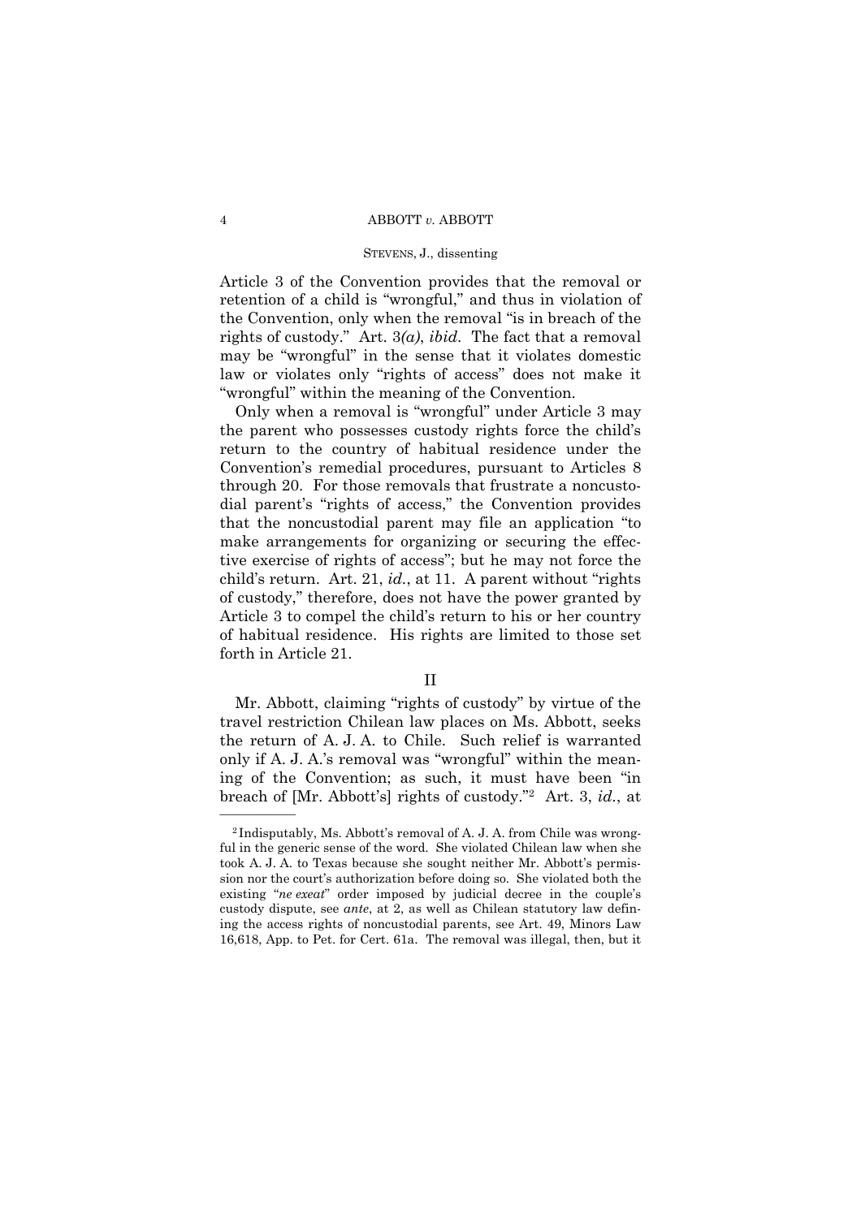Article 3 of the Convention provides that the removal or retention of a child is "wrongful," and thus in violation of the Convention, only when the removal "is in breach of the rights of custody." Art. 3*(a)*, *ibid.* The fact that a removal may be "wrongful" in the sense that it violates domestic law or violates only "rights of access" does not make it "wrongful" within the meaning of the Convention.

Only when a removal is "wrongful" under Article 3 may the parent who possesses custody rights force the child's return to the country of habitual residence under the Convention's remedial procedures, pursuant to Articles 8 through 20. For those removals that frustrate a noncustodial parent's "rights of access," the Convention provides that the noncustodial parent may file an application "to make arrangements for organizing or securing the effective exercise of rights of access"; but he may not force the child's return. Art. 21, *id.*, at 11. A parent without "rights of custody," therefore, does not have the power granted by Article 3 to compel the child's return to his or her country of habitual residence. His rights are limited to those set forth in Article 21.

## II

Mr. Abbott, claiming "rights of custody" by virtue of the travel restriction Chilean law places on Ms. Abbott, seeks the return of A. J. A. to Chile. Such relief is warranted only if A. J. A.'s removal was "wrongful" within the meaning of the Convention; as such, it must have been "in breach of [Mr. Abbott's] rights of custody."[2] Art. 3, *id.*, at

---

[2] Indisputably, Ms. Abbott's removal of A. J. A. from Chile was wrongful in the generic sense of the word. She violated Chilean law when she took A. J. A. to Texas because she sought neither Mr. Abbott's permission nor the court's authorization before doing so. She violated both the existing "*ne exeat*" order imposed by judicial decree in the couple's custody dispute, see *ante*, at 2, as well as Chilean statutory law defining the access rights of noncustodial parents, see Art. 49, Minors Law 16,618, App. to Pet. for Cert. 61a. The removal was illegal, then, but it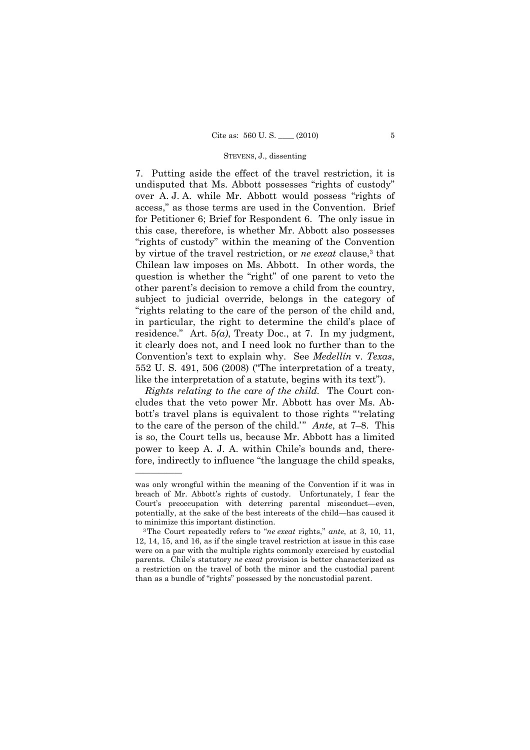7. Putting aside the effect of the travel restriction, it is undisputed that Ms. Abbott possesses "rights of custody" over A. J. A. while Mr. Abbott would possess "rights of access," as those terms are used in the Convention. Brief for Petitioner 6; Brief for Respondent 6. The only issue in this case, therefore, is whether Mr. Abbott also possesses "rights of custody" within the meaning of the Convention by virtue of the travel restriction, or *ne exeat* clause,[3] that Chilean law imposes on Ms. Abbott. In other words, the question is whether the "right" of one parent to veto the other parent's decision to remove a child from the country, subject to judicial override, belongs in the category of "rights relating to the care of the person of the child and, in particular, the right to determine the child's place of residence." Art. 5*(a)*, Treaty Doc., at 7. In my judgment, it clearly does not, and I need look no further than to the Convention's text to explain why. See *Medellín* v. *Texas*, 552 U. S. 491, 506 (2008) ("The interpretation of a treaty, like the interpretation of a statute, begins with its text").

*Rights relating to the care of the child.* The Court concludes that the veto power Mr. Abbott has over Ms. Abbott's travel plans is equivalent to those rights "'relating to the care of the person of the child.'" *Ante*, at 7–8. This is so, the Court tells us, because Mr. Abbott has a limited power to keep A. J. A. within Chile's bounds and, therefore, indirectly to influence "the language the child speaks,

---

was only wrongful within the meaning of the Convention if it was in breach of Mr. Abbott's rights of custody. Unfortunately, I fear the Court's preoccupation with deterring parental misconduct—even, potentially, at the sake of the best interests of the child—has caused it to minimize this important distinction.

[3] The Court repeatedly refers to "*ne exeat* rights," *ante*, at 3, 10, 11, 12, 14, 15, and 16, as if the single travel restriction at issue in this case were on a par with the multiple rights commonly exercised by custodial parents. Chile's statutory *ne exeat* provision is better characterized as a restriction on the travel of both the minor and the custodial parent than as a bundle of "rights" possessed by the noncustodial parent.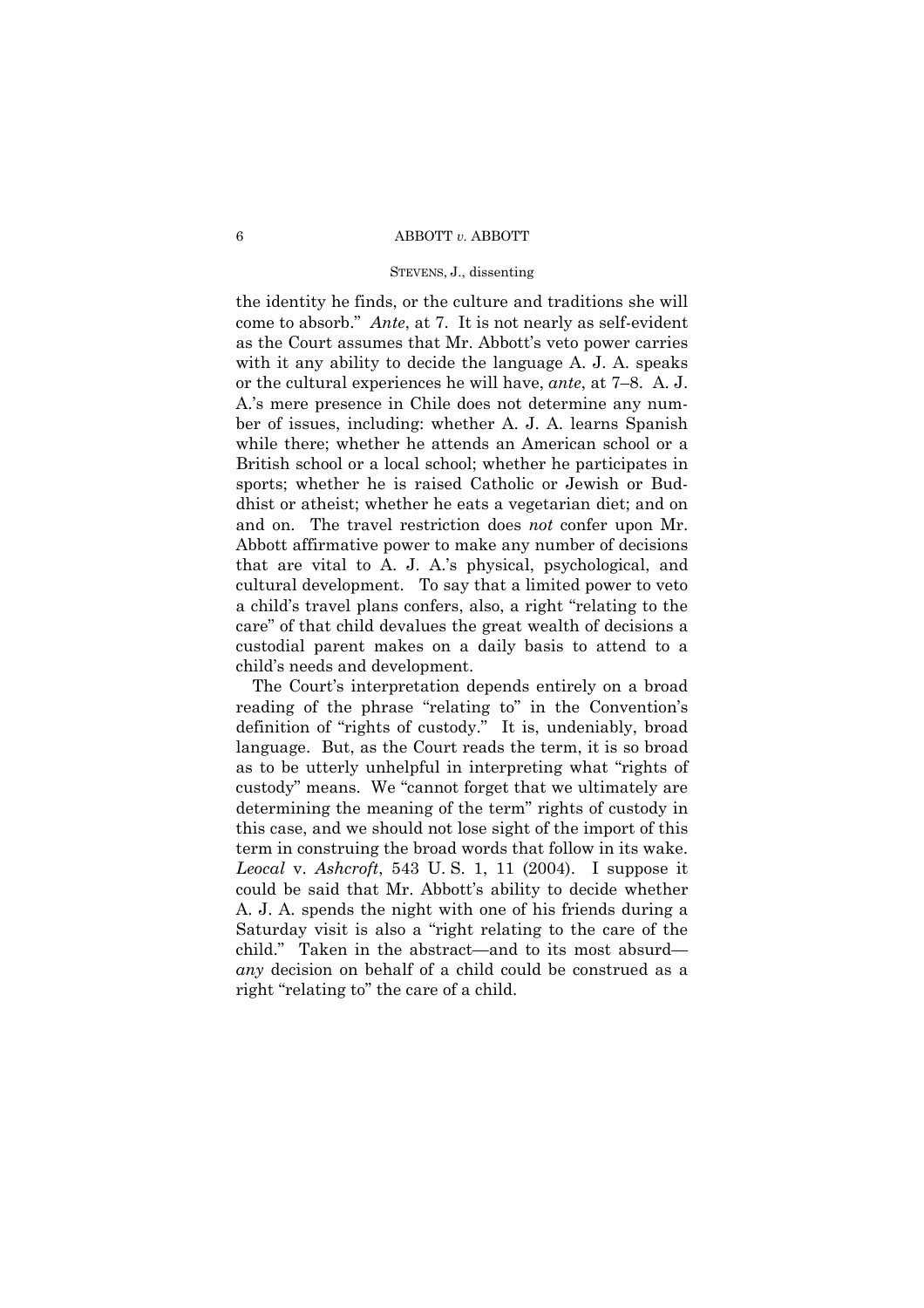the identity he finds, or the culture and traditions she will come to absorb." *Ante*, at 7. It is not nearly as self-evident as the Court assumes that Mr. Abbott's veto power carries with it any ability to decide the language A. J. A. speaks or the cultural experiences he will have, *ante*, at 7–8. A. J. A.'s mere presence in Chile does not determine any number of issues, including: whether A. J. A. learns Spanish while there; whether he attends an American school or a British school or a local school; whether he participates in sports; whether he is raised Catholic or Jewish or Buddhist or atheist; whether he eats a vegetarian diet; and on and on. The travel restriction does *not* confer upon Mr. Abbott affirmative power to make any number of decisions that are vital to A. J. A.'s physical, psychological, and cultural development. To say that a limited power to veto a child's travel plans confers, also, a right "relating to the care" of that child devalues the great wealth of decisions a custodial parent makes on a daily basis to attend to a child's needs and development.

The Court's interpretation depends entirely on a broad reading of the phrase "relating to" in the Convention's definition of "rights of custody." It is, undeniably, broad language. But, as the Court reads the term, it is so broad as to be utterly unhelpful in interpreting what "rights of custody" means. We "cannot forget that we ultimately are determining the meaning of the term" rights of custody in this case, and we should not lose sight of the import of this term in construing the broad words that follow in its wake. *Leocal* v. *Ashcroft*, 543 U. S. 1, 11 (2004). I suppose it could be said that Mr. Abbott's ability to decide whether A. J. A. spends the night with one of his friends during a Saturday visit is also a "right relating to the care of the child." Taken in the abstract—and to its most absurd—*any* decision on behalf of a child could be construed as a right "relating to" the care of a child.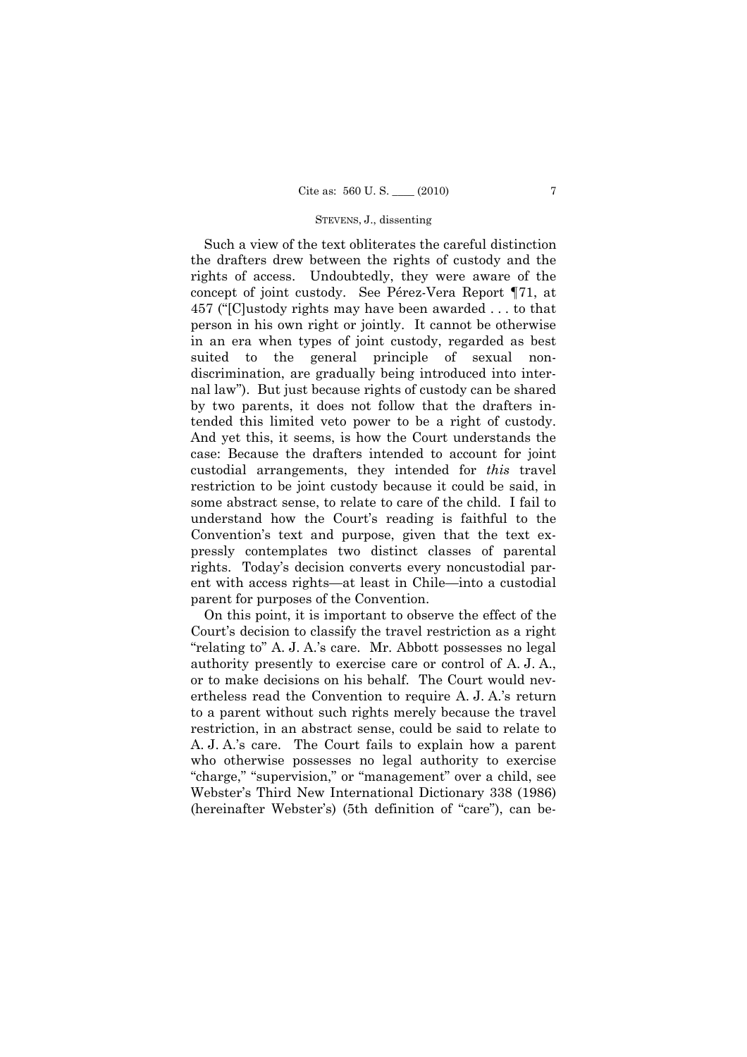Such a view of the text obliterates the careful distinction the drafters drew between the rights of custody and the rights of access. Undoubtedly, they were aware of the concept of joint custody. See Pérez-Vera Report ¶71, at 457 ("[C]ustody rights may have been awarded . . . to that person in his own right or jointly. It cannot be otherwise in an era when types of joint custody, regarded as best suited to the general principle of sexual non-discrimination, are gradually being introduced into internal law"). But just because rights of custody can be shared by two parents, it does not follow that the drafters intended this limited veto power to be a right of custody. And yet this, it seems, is how the Court understands the case: Because the drafters intended to account for joint custodial arrangements, they intended for *this* travel restriction to be joint custody because it could be said, in some abstract sense, to relate to care of the child. I fail to understand how the Court's reading is faithful to the Convention's text and purpose, given that the text expressly contemplates two distinct classes of parental rights. Today's decision converts every noncustodial parent with access rights—at least in Chile—into a custodial parent for purposes of the Convention.

On this point, it is important to observe the effect of the Court's decision to classify the travel restriction as a right "relating to" A. J. A.'s care. Mr. Abbott possesses no legal authority presently to exercise care or control of A. J. A., or to make decisions on his behalf. The Court would nevertheless read the Convention to require A. J. A.'s return to a parent without such rights merely because the travel restriction, in an abstract sense, could be said to relate to A. J. A.'s care. The Court fails to explain how a parent who otherwise possesses no legal authority to exercise "charge," "supervision," or "management" over a child, see Webster's Third New International Dictionary 338 (1986) (hereinafter Webster's) (5th definition of "care"), can be-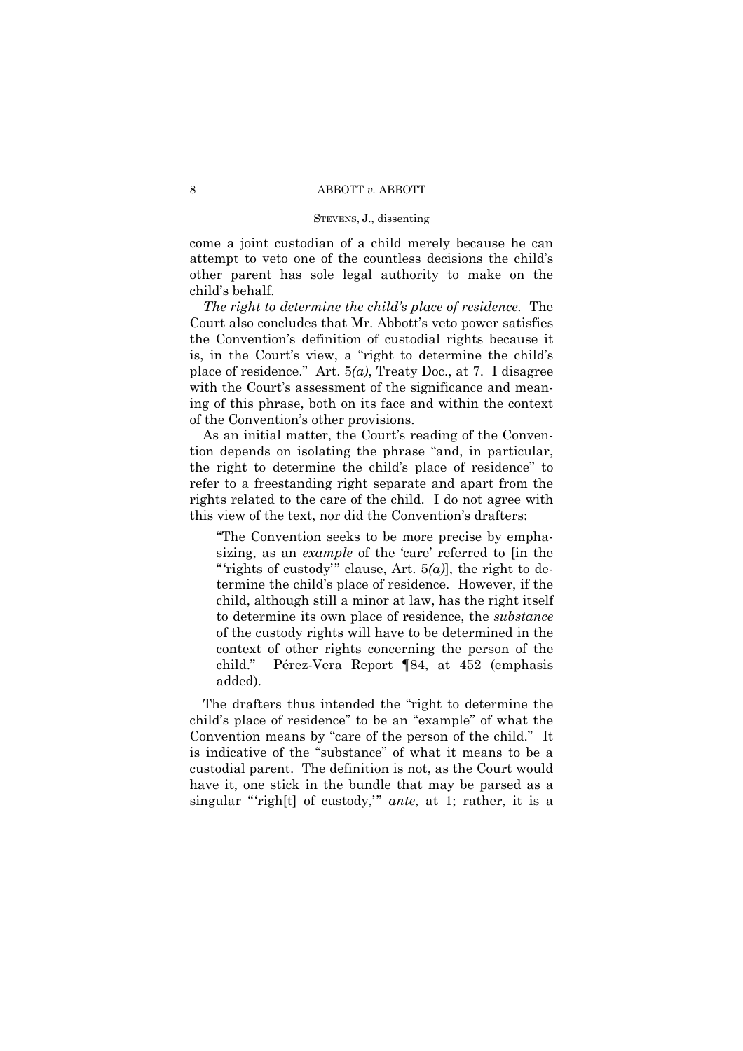come a joint custodian of a child merely because he can attempt to veto one of the countless decisions the child's other parent has sole legal authority to make on the child's behalf.

*The right to determine the child's place of residence.* The Court also concludes that Mr. Abbott's veto power satisfies the Convention's definition of custodial rights because it is, in the Court's view, a "right to determine the child's place of residence." Art. 5*(a)*, Treaty Doc., at 7. I disagree with the Court's assessment of the significance and meaning of this phrase, both on its face and within the context of the Convention's other provisions.

As an initial matter, the Court's reading of the Convention depends on isolating the phrase "and, in particular, the right to determine the child's place of residence" to refer to a freestanding right separate and apart from the rights related to the care of the child. I do not agree with this view of the text, nor did the Convention's drafters:

> "The Convention seeks to be more precise by emphasizing, as an *example* of the 'care' referred to [in the "'rights of custody'" clause, Art. 5*(a)*], the right to determine the child's place of residence. However, if the child, although still a minor at law, has the right itself to determine its own place of residence, the *substance* of the custody rights will have to be determined in the context of other rights concerning the person of the child." Pérez-Vera Report ¶84, at 452 (emphasis added).

The drafters thus intended the "right to determine the child's place of residence" to be an "example" of what the Convention means by "care of the person of the child." It is indicative of the "substance" of what it means to be a custodial parent. The definition is not, as the Court would have it, one stick in the bundle that may be parsed as a singular "'righ[t] of custody,'" *ante*, at 1; rather, it is a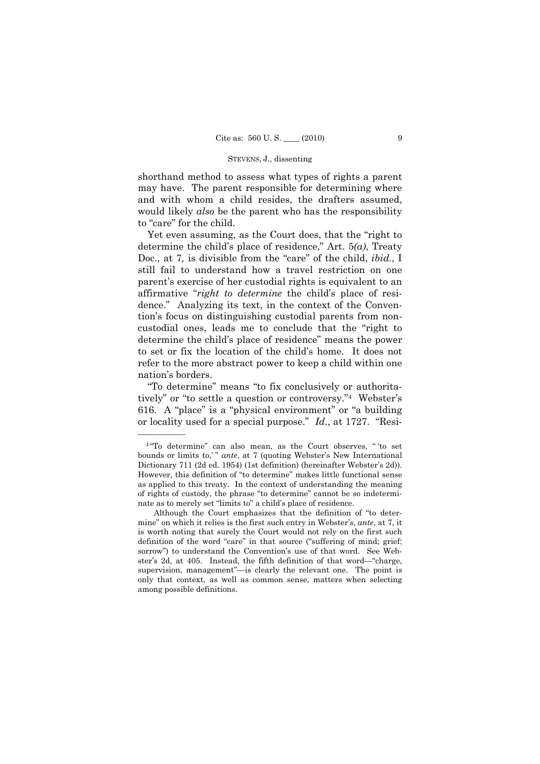shorthand method to assess what types of rights a parent may have. The parent responsible for determining where and with whom a child resides, the drafters assumed, would likely *also* be the parent who has the responsibility to "care" for the child.

Yet even assuming, as the Court does, that the "right to determine the child's place of residence," Art. 5*(a)*, Treaty Doc., at 7*,* is divisible from the "care" of the child, *ibid.*, I still fail to understand how a travel restriction on one parent's exercise of her custodial rights is equivalent to an affirmative "*right to determine* the child's place of residence." Analyzing its text, in the context of the Convention's focus on distinguishing custodial parents from noncustodial ones, leads me to conclude that the "right to determine the child's place of residence" means the power to set or fix the location of the child's home. It does not refer to the more abstract power to keep a child within one nation's borders.

"To determine" means "to fix conclusively or authoritatively" or "to settle a question or controversy."[4] Webster's 616. A "place" is a "physical environment" or "a building or locality used for a special purpose." *Id.*, at 1727. "Resi-

---

[4] "To determine" can also mean, as the Court observes, " 'to set bounds or limits to,' " *ante*, at 7 (quoting Webster's New International Dictionary 711 (2d ed. 1954) (1st definition) (hereinafter Webster's 2d)). However, this definition of "to determine" makes little functional sense as applied to this treaty. In the context of understanding the meaning of rights of custody, the phrase "to determine" cannot be so indeterminate as to merely set "limits to" a child's place of residence.

Although the Court emphasizes that the definition of "to determine" on which it relies is the first such entry in Webster's, *ante*, at 7, it is worth noting that surely the Court would not rely on the first such definition of the word "care" in that source ("suffering of mind; grief; sorrow") to understand the Convention's use of that word. See Webster's 2d, at 405. Instead, the fifth definition of that word—"charge, supervision, management"—is clearly the relevant one. The point is only that context, as well as common sense, matters when selecting among possible definitions.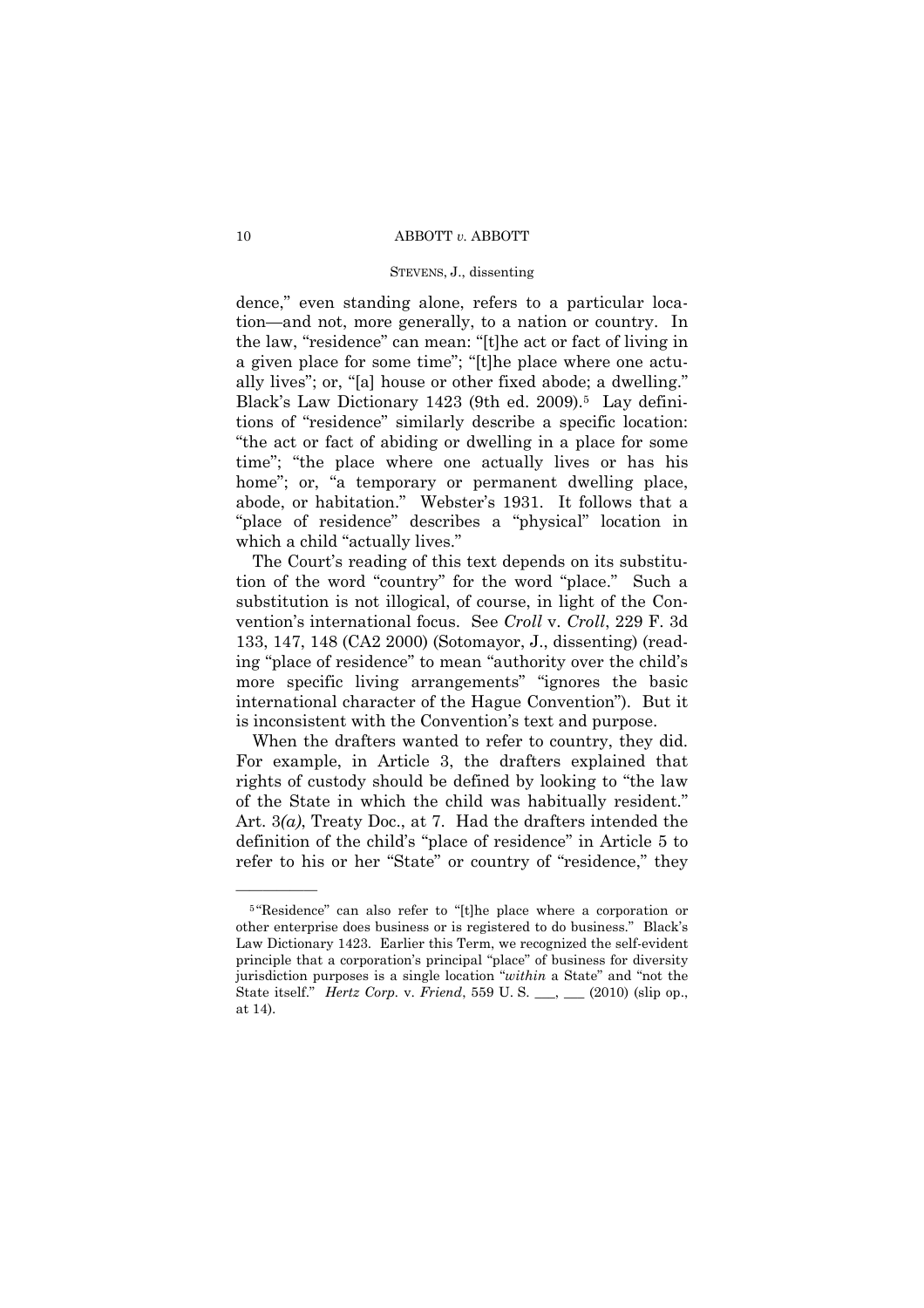dence," even standing alone, refers to a particular location—and not, more generally, to a nation or country. In the law, "residence" can mean: "[t]he act or fact of living in a given place for some time"; "[t]he place where one actually lives"; or, "[a] house or other fixed abode; a dwelling." Black's Law Dictionary 1423 (9th ed. 2009).[5] Lay definitions of "residence" similarly describe a specific location: "the act or fact of abiding or dwelling in a place for some time"; "the place where one actually lives or has his home"; or, "a temporary or permanent dwelling place, abode, or habitation." Webster's 1931. It follows that a "place of residence" describes a "physical" location in which a child "actually lives."

The Court's reading of this text depends on its substitution of the word "country" for the word "place." Such a substitution is not illogical, of course, in light of the Convention's international focus. See *Croll* v. *Croll*, 229 F. 3d 133, 147, 148 (CA2 2000) (Sotomayor, J., dissenting) (reading "place of residence" to mean "authority over the child's more specific living arrangements" "ignores the basic international character of the Hague Convention"). But it is inconsistent with the Convention's text and purpose.

When the drafters wanted to refer to country, they did. For example, in Article 3, the drafters explained that rights of custody should be defined by looking to "the law of the State in which the child was habitually resident." Art. 3*(a)*, Treaty Doc., at 7. Had the drafters intended the definition of the child's "place of residence" in Article 5 to refer to his or her "State" or country of "residence," they

---

[5] "Residence" can also refer to "[t]he place where a corporation or other enterprise does business or is registered to do business." Black's Law Dictionary 1423. Earlier this Term, we recognized the self-evident principle that a corporation's principal "place" of business for diversity jurisdiction purposes is a single location "*within* a State" and "not the State itself." *Hertz Corp.* v. *Friend*, 559 U. S. ___, ___ (2010) (slip op., at 14).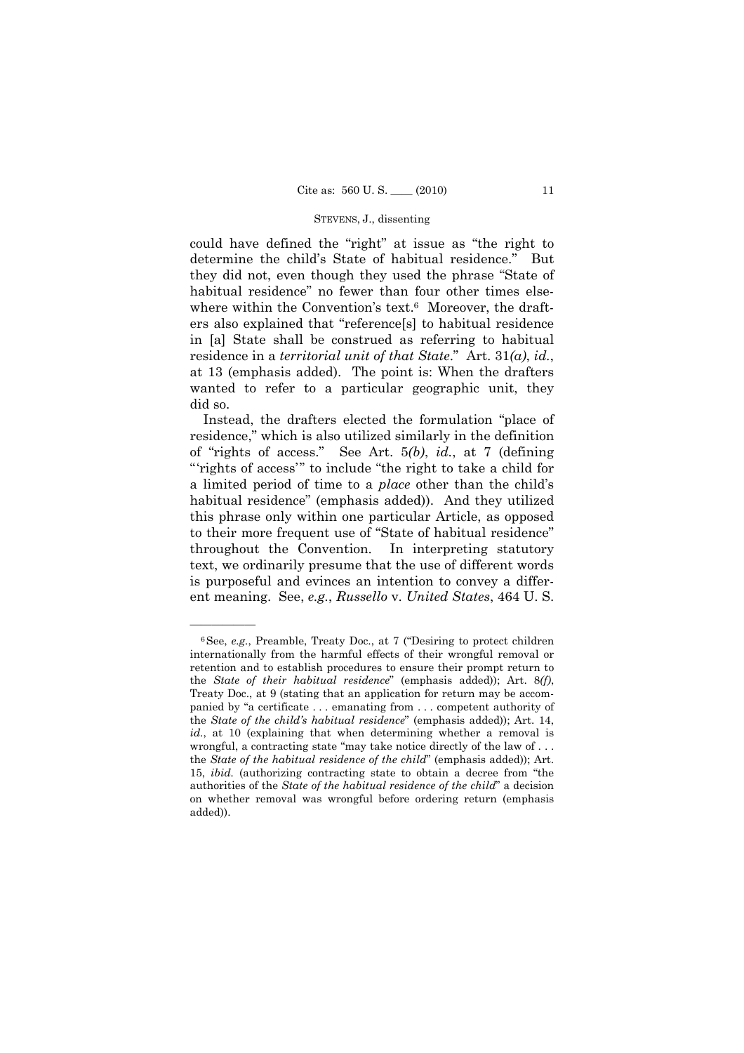could have defined the "right" at issue as "the right to determine the child's State of habitual residence." But they did not, even though they used the phrase "State of habitual residence" no fewer than four other times elsewhere within the Convention's text.[6] Moreover, the drafters also explained that "reference[s] to habitual residence in [a] State shall be construed as referring to habitual residence in a *territorial unit of that State*." Art. 31*(a)*, *id.*, at 13 (emphasis added). The point is: When the drafters wanted to refer to a particular geographic unit, they did so.

Instead, the drafters elected the formulation "place of residence," which is also utilized similarly in the definition of "rights of access." See Art. 5*(b)*, *id.*, at 7 (defining "'rights of access'" to include "the right to take a child for a limited period of time to a *place* other than the child's habitual residence" (emphasis added)). And they utilized this phrase only within one particular Article, as opposed to their more frequent use of "State of habitual residence" throughout the Convention. In interpreting statutory text, we ordinarily presume that the use of different words is purposeful and evinces an intention to convey a different meaning. See, *e.g.*, *Russello* v. *United States*, 464 U. S.

---

[6] See, *e.g.*, Preamble, Treaty Doc., at 7 ("Desiring to protect children internationally from the harmful effects of their wrongful removal or retention and to establish procedures to ensure their prompt return to the *State of their habitual residence*" (emphasis added)); Art. 8*(f)*, Treaty Doc., at 9 (stating that an application for return may be accompanied by "a certificate . . . emanating from . . . competent authority of the *State of the child's habitual residence*" (emphasis added)); Art. 14, *id.*, at 10 (explaining that when determining whether a removal is wrongful, a contracting state "may take notice directly of the law of . . . the *State of the habitual residence of the child*" (emphasis added)); Art. 15, *ibid.* (authorizing contracting state to obtain a decree from "the authorities of the *State of the habitual residence of the child*" a decision on whether removal was wrongful before ordering return (emphasis added)).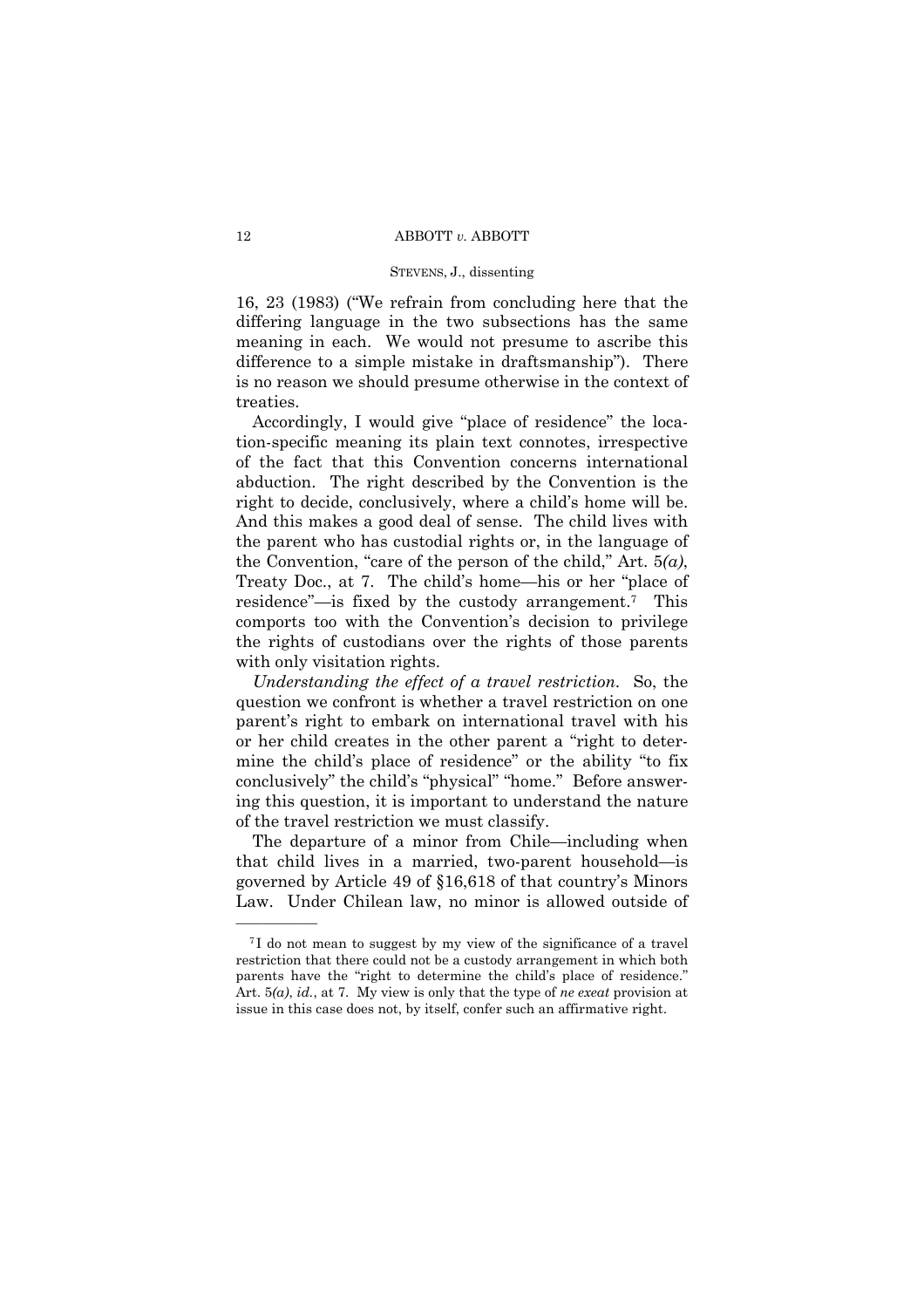16, 23 (1983) ("We refrain from concluding here that the differing language in the two subsections has the same meaning in each. We would not presume to ascribe this difference to a simple mistake in draftsmanship"). There is no reason we should presume otherwise in the context of treaties.

Accordingly, I would give "place of residence" the location-specific meaning its plain text connotes, irrespective of the fact that this Convention concerns international abduction. The right described by the Convention is the right to decide, conclusively, where a child's home will be. And this makes a good deal of sense. The child lives with the parent who has custodial rights or, in the language of the Convention, "care of the person of the child," Art. 5*(a)*, Treaty Doc., at 7. The child's home—his or her "place of residence"—is fixed by the custody arrangement.[7] This comports too with the Convention's decision to privilege the rights of custodians over the rights of those parents with only visitation rights.

*Understanding the effect of a travel restriction.* So, the question we confront is whether a travel restriction on one parent's right to embark on international travel with his or her child creates in the other parent a "right to determine the child's place of residence" or the ability "to fix conclusively" the child's "physical" "home." Before answering this question, it is important to understand the nature of the travel restriction we must classify.

The departure of a minor from Chile—including when that child lives in a married, two-parent household—is governed by Article 49 of §16,618 of that country's Minors Law. Under Chilean law, no minor is allowed outside of

---

[7] I do not mean to suggest by my view of the significance of a travel restriction that there could not be a custody arrangement in which both parents have the "right to determine the child's place of residence." Art. 5*(a)*, *id.*, at 7. My view is only that the type of *ne exeat* provision at issue in this case does not, by itself, confer such an affirmative right.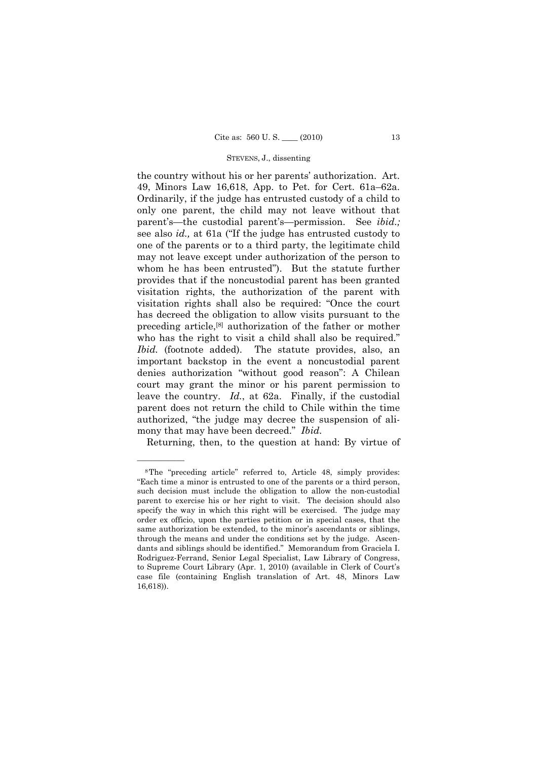the country without his or her parents' authorization. Art. 49, Minors Law 16,618, App. to Pet. for Cert. 61a–62a. Ordinarily, if the judge has entrusted custody of a child to only one parent, the child may not leave without that parent's—the custodial parent's—permission. See *ibid.;* see also *id.,* at 61a ("If the judge has entrusted custody to one of the parents or to a third party, the legitimate child may not leave except under authorization of the person to whom he has been entrusted"). But the statute further provides that if the noncustodial parent has been granted visitation rights, the authorization of the parent with visitation rights shall also be required: "Once the court has decreed the obligation to allow visits pursuant to the preceding article,[8] authorization of the father or mother who has the right to visit a child shall also be required." *Ibid.* (footnote added). The statute provides, also, an important backstop in the event a noncustodial parent denies authorization "without good reason": A Chilean court may grant the minor or his parent permission to leave the country. *Id.*, at 62a. Finally, if the custodial parent does not return the child to Chile within the time authorized, "the judge may decree the suspension of alimony that may have been decreed." *Ibid.*

Returning, then, to the question at hand: By virtue of

---

[8] The "preceding article" referred to, Article 48, simply provides: "Each time a minor is entrusted to one of the parents or a third person, such decision must include the obligation to allow the non-custodial parent to exercise his or her right to visit. The decision should also specify the way in which this right will be exercised. The judge may order ex officio, upon the parties petition or in special cases, that the same authorization be extended, to the minor's ascendants or siblings, through the means and under the conditions set by the judge. Ascendants and siblings should be identified." Memorandum from Graciela I. Rodriguez-Ferrand, Senior Legal Specialist, Law Library of Congress, to Supreme Court Library (Apr. 1, 2010) (available in Clerk of Court's case file (containing English translation of Art. 48, Minors Law 16,618)).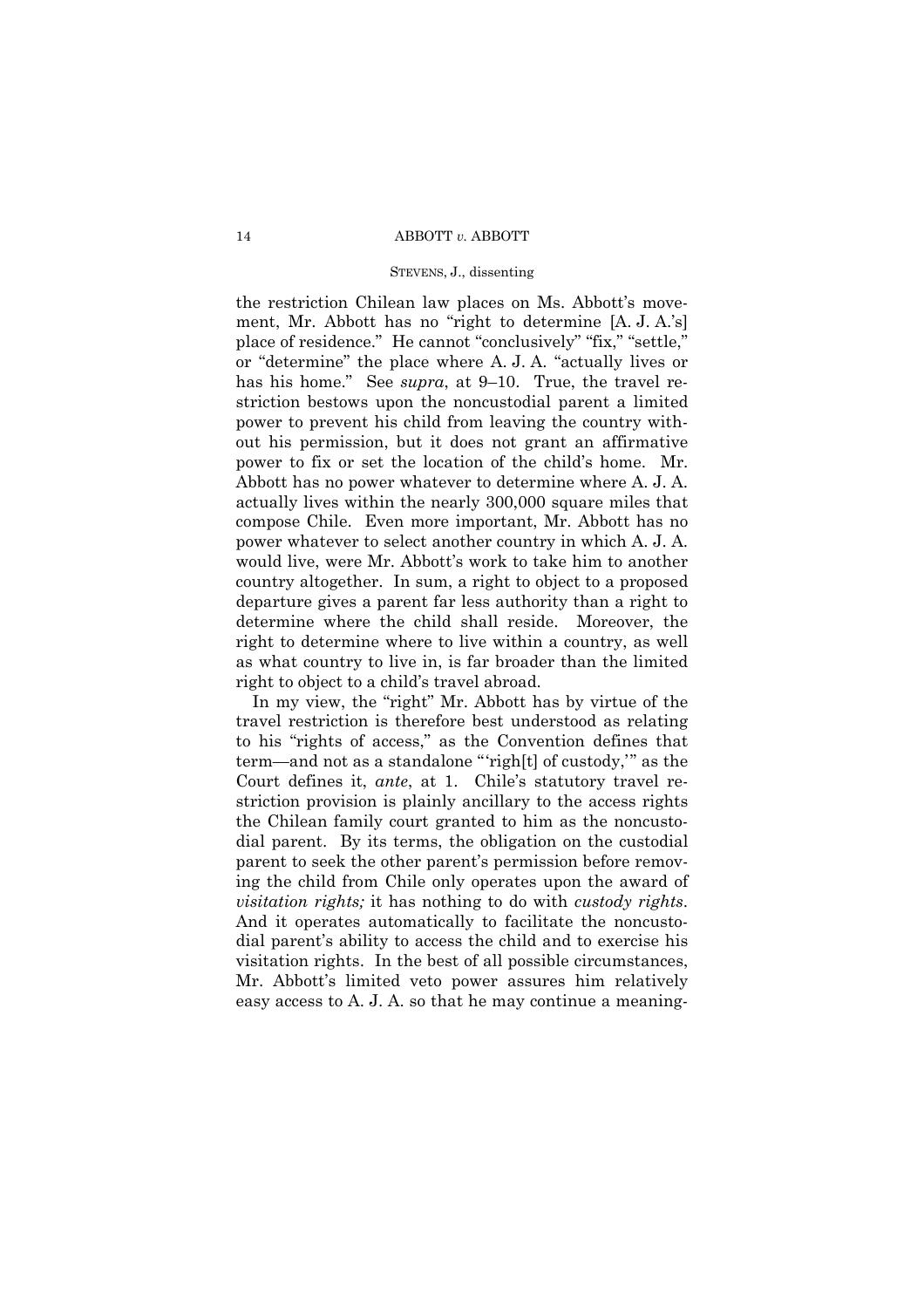the restriction Chilean law places on Ms. Abbott's movement, Mr. Abbott has no "right to determine [A. J. A.'s] place of residence." He cannot "conclusively" "fix," "settle," or "determine" the place where A. J. A. "actually lives or has his home." See *supra*, at 9–10. True, the travel restriction bestows upon the noncustodial parent a limited power to prevent his child from leaving the country without his permission, but it does not grant an affirmative power to fix or set the location of the child's home. Mr. Abbott has no power whatever to determine where A. J. A. actually lives within the nearly 300,000 square miles that compose Chile. Even more important, Mr. Abbott has no power whatever to select another country in which A. J. A. would live, were Mr. Abbott's work to take him to another country altogether. In sum, a right to object to a proposed departure gives a parent far less authority than a right to determine where the child shall reside. Moreover, the right to determine where to live within a country, as well as what country to live in, is far broader than the limited right to object to a child's travel abroad.

In my view, the "right" Mr. Abbott has by virtue of the travel restriction is therefore best understood as relating to his "rights of access," as the Convention defines that term—and not as a standalone "'righ[t] of custody,'" as the Court defines it, *ante*, at 1. Chile's statutory travel restriction provision is plainly ancillary to the access rights the Chilean family court granted to him as the noncustodial parent. By its terms, the obligation on the custodial parent to seek the other parent's permission before removing the child from Chile only operates upon the award of *visitation rights;* it has nothing to do with *custody rights*. And it operates automatically to facilitate the noncustodial parent's ability to access the child and to exercise his visitation rights. In the best of all possible circumstances, Mr. Abbott's limited veto power assures him relatively easy access to A. J. A. so that he may continue a meaning-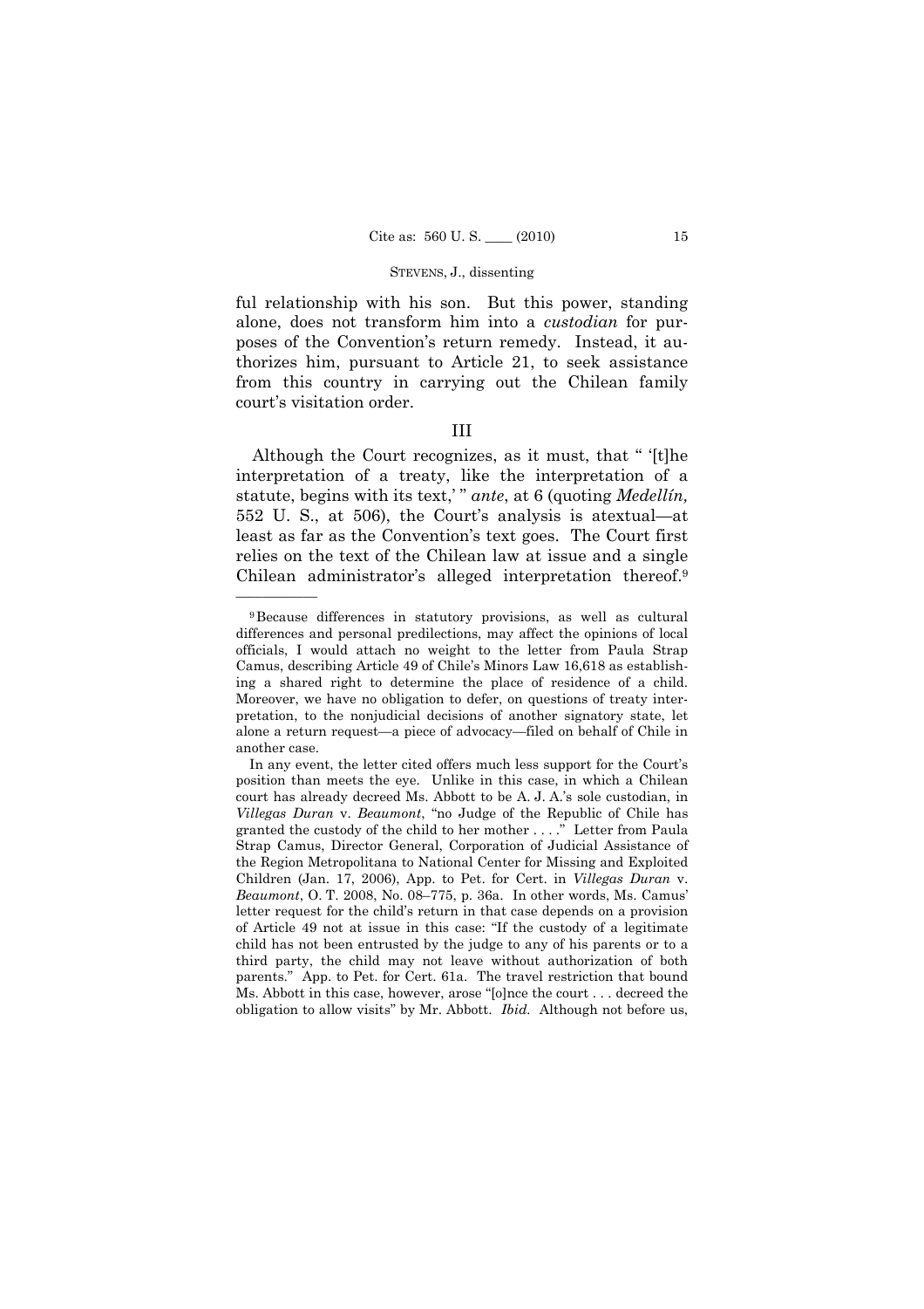ful relationship with his son. But this power, standing alone, does not transform him into a *custodian* for purposes of the Convention's return remedy. Instead, it authorizes him, pursuant to Article 21, to seek assistance from this country in carrying out the Chilean family court's visitation order.

## III

Although the Court recognizes, as it must, that " '[t]he interpretation of a treaty, like the interpretation of a statute, begins with its text,' " *ante*, at 6 (quoting *Medellín,* 552 U. S., at 506), the Court's analysis is atextual—at least as far as the Convention's text goes. The Court first relies on the text of the Chilean law at issue and a single Chilean administrator's alleged interpretation thereof.[9]

---

[9] Because differences in statutory provisions, as well as cultural differences and personal predilections, may affect the opinions of local officials, I would attach no weight to the letter from Paula Strap Camus, describing Article 49 of Chile's Minors Law 16,618 as establishing a shared right to determine the place of residence of a child. Moreover, we have no obligation to defer, on questions of treaty interpretation, to the nonjudicial decisions of another signatory state, let alone a return request—a piece of advocacy—filed on behalf of Chile in another case.

In any event, the letter cited offers much less support for the Court's position than meets the eye. Unlike in this case, in which a Chilean court has already decreed Ms. Abbott to be A. J. A.'s sole custodian, in *Villegas Duran* v. *Beaumont*, "no Judge of the Republic of Chile has granted the custody of the child to her mother . . . ." Letter from Paula Strap Camus, Director General, Corporation of Judicial Assistance of the Region Metropolitana to National Center for Missing and Exploited Children (Jan. 17, 2006), App. to Pet. for Cert. in *Villegas Duran* v. *Beaumont*, O. T. 2008, No. 08–775, p. 36a. In other words, Ms. Camus' letter request for the child's return in that case depends on a provision of Article 49 not at issue in this case: "If the custody of a legitimate child has not been entrusted by the judge to any of his parents or to a third party, the child may not leave without authorization of both parents." App. to Pet. for Cert. 61a. The travel restriction that bound Ms. Abbott in this case, however, arose "[o]nce the court . . . decreed the obligation to allow visits" by Mr. Abbott. *Ibid.* Although not before us,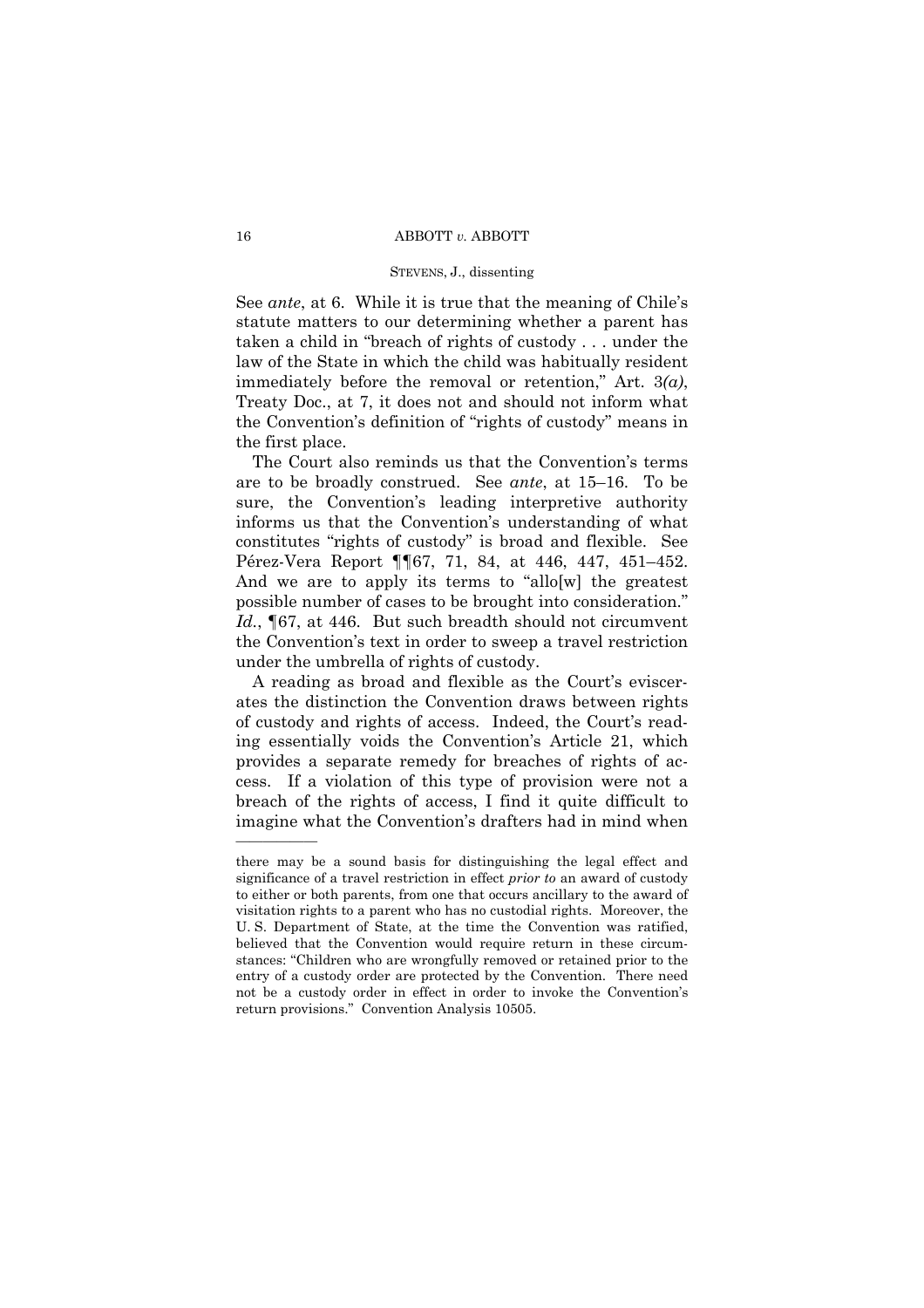See *ante*, at 6. While it is true that the meaning of Chile's statute matters to our determining whether a parent has taken a child in "breach of rights of custody . . . under the law of the State in which the child was habitually resident immediately before the removal or retention," Art. 3*(a)*, Treaty Doc., at 7, it does not and should not inform what the Convention's definition of "rights of custody" means in the first place.

The Court also reminds us that the Convention's terms are to be broadly construed. See *ante*, at 15–16. To be sure, the Convention's leading interpretive authority informs us that the Convention's understanding of what constitutes "rights of custody" is broad and flexible. See Pérez-Vera Report ¶¶67, 71, 84, at 446, 447, 451–452. And we are to apply its terms to "allo[w] the greatest possible number of cases to be brought into consideration." *Id.*, ¶67, at 446. But such breadth should not circumvent the Convention's text in order to sweep a travel restriction under the umbrella of rights of custody.

A reading as broad and flexible as the Court's eviscerates the distinction the Convention draws between rights of custody and rights of access. Indeed, the Court's reading essentially voids the Convention's Article 21, which provides a separate remedy for breaches of rights of access. If a violation of this type of provision were not a breach of the rights of access, I find it quite difficult to imagine what the Convention's drafters had in mind when

---

there may be a sound basis for distinguishing the legal effect and significance of a travel restriction in effect *prior to* an award of custody to either or both parents, from one that occurs ancillary to the award of visitation rights to a parent who has no custodial rights. Moreover, the U. S. Department of State, at the time the Convention was ratified, believed that the Convention would require return in these circumstances: "Children who are wrongfully removed or retained prior to the entry of a custody order are protected by the Convention. There need not be a custody order in effect in order to invoke the Convention's return provisions." Convention Analysis 10505.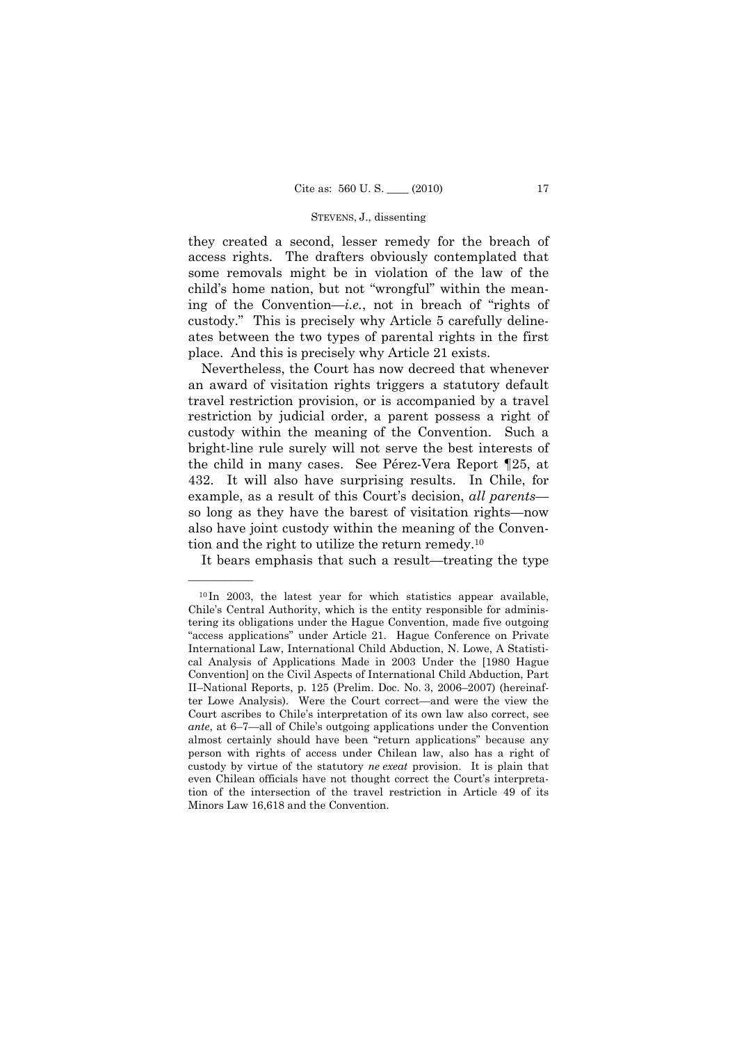they created a second, lesser remedy for the breach of access rights. The drafters obviously contemplated that some removals might be in violation of the law of the child's home nation, but not "wrongful" within the meaning of the Convention—*i.e.*, not in breach of "rights of custody." This is precisely why Article 5 carefully delineates between the two types of parental rights in the first place. And this is precisely why Article 21 exists.

Nevertheless, the Court has now decreed that whenever an award of visitation rights triggers a statutory default travel restriction provision, or is accompanied by a travel restriction by judicial order, a parent possess a right of custody within the meaning of the Convention. Such a bright-line rule surely will not serve the best interests of the child in many cases. See Pérez-Vera Report ¶25, at 432. It will also have surprising results. In Chile, for example, as a result of this Court's decision, *all parents*—so long as they have the barest of visitation rights—now also have joint custody within the meaning of the Convention and the right to utilize the return remedy.[10]

It bears emphasis that such a result—treating the type

---

[10] In 2003, the latest year for which statistics appear available, Chile's Central Authority, which is the entity responsible for administering its obligations under the Hague Convention, made five outgoing "access applications" under Article 21. Hague Conference on Private International Law, International Child Abduction, N. Lowe, A Statistical Analysis of Applications Made in 2003 Under the [1980 Hague Convention] on the Civil Aspects of International Child Abduction, Part II–National Reports, p. 125 (Prelim. Doc. No. 3, 2006–2007) (hereinafter Lowe Analysis). Were the Court correct—and were the view the Court ascribes to Chile's interpretation of its own law also correct, see *ante*, at 6–7—all of Chile's outgoing applications under the Convention almost certainly should have been "return applications" because any person with rights of access under Chilean law, also has a right of custody by virtue of the statutory *ne exeat* provision. It is plain that even Chilean officials have not thought correct the Court's interpretation of the intersection of the travel restriction in Article 49 of its Minors Law 16,618 and the Convention.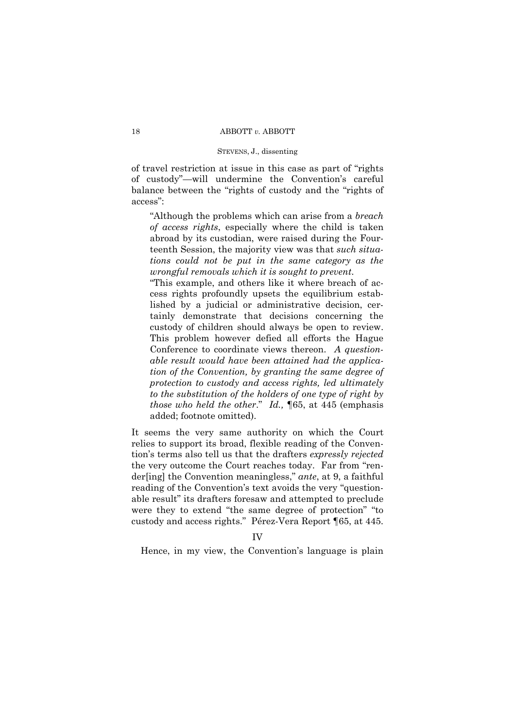of travel restriction at issue in this case as part of "rights of custody"—will undermine the Convention's careful balance between the "rights of custody and the "rights of access":

> "Although the problems which can arise from a *breach of access rights*, especially where the child is taken abroad by its custodian, were raised during the Fourteenth Session, the majority view was that *such situations could not be put in the same category as the wrongful removals which it is sought to prevent*.
>
> "This example, and others like it where breach of access rights profoundly upsets the equilibrium established by a judicial or administrative decision, certainly demonstrate that decisions concerning the custody of children should always be open to review. This problem however defied all efforts the Hague Conference to coordinate views thereon. *A questionable result would have been attained had the application of the Convention, by granting the same degree of protection to custody and access rights, led ultimately to the substitution of the holders of one type of right by those who held the other*." *Id.,* ¶65, at 445 (emphasis added; footnote omitted).

It seems the very same authority on which the Court relies to support its broad, flexible reading of the Convention's terms also tell us that the drafters *expressly rejected* the very outcome the Court reaches today. Far from "render[ing] the Convention meaningless," *ante*, at 9, a faithful reading of the Convention's text avoids the very "questionable result" its drafters foresaw and attempted to preclude were they to extend "the same degree of protection" "to custody and access rights." Pérez-Vera Report ¶65, at 445.

## IV

Hence, in my view, the Convention's language is plain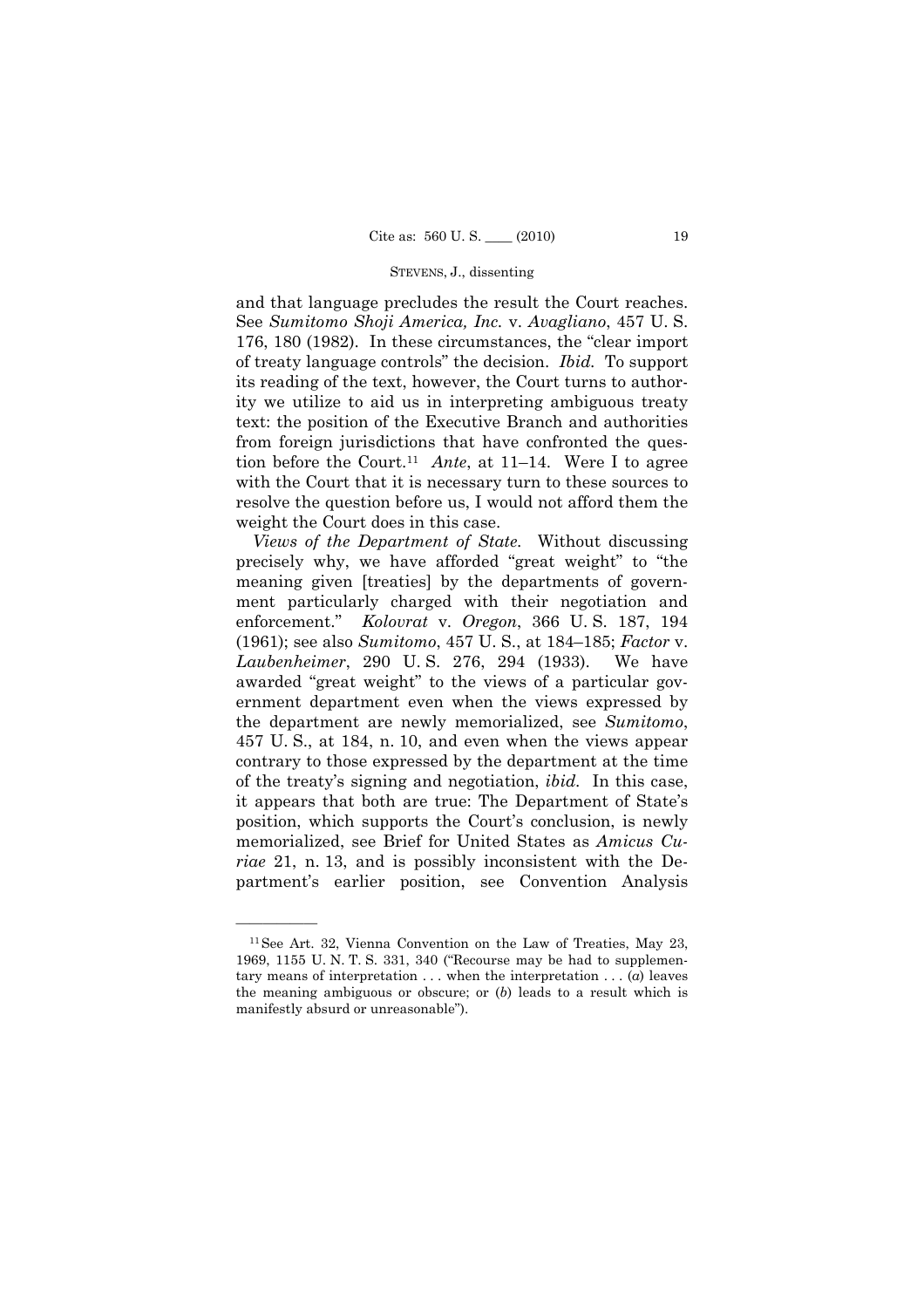and that language precludes the result the Court reaches. See *Sumitomo Shoji America, Inc.* v. *Avagliano*, 457 U. S. 176, 180 (1982). In these circumstances, the "clear import of treaty language controls" the decision. *Ibid.* To support its reading of the text, however, the Court turns to authority we utilize to aid us in interpreting ambiguous treaty text: the position of the Executive Branch and authorities from foreign jurisdictions that have confronted the question before the Court.[11] *Ante*, at 11–14. Were I to agree with the Court that it is necessary turn to these sources to resolve the question before us, I would not afford them the weight the Court does in this case.

*Views of the Department of State.* Without discussing precisely why, we have afforded "great weight" to "the meaning given [treaties] by the departments of government particularly charged with their negotiation and enforcement." *Kolovrat* v. *Oregon*, 366 U. S. 187, 194 (1961); see also *Sumitomo*, 457 U. S., at 184–185; *Factor* v. *Laubenheimer*, 290 U. S. 276, 294 (1933). We have awarded "great weight" to the views of a particular government department even when the views expressed by the department are newly memorialized, see *Sumitomo*, 457 U. S., at 184, n. 10, and even when the views appear contrary to those expressed by the department at the time of the treaty's signing and negotiation, *ibid.* In this case, it appears that both are true: The Department of State's position, which supports the Court's conclusion, is newly memorialized, see Brief for United States as *Amicus Curiae* 21, n. 13, and is possibly inconsistent with the Department's earlier position, see Convention Analysis

---

[11] See Art. 32, Vienna Convention on the Law of Treaties, May 23, 1969, 1155 U. N. T. S. 331, 340 ("Recourse may be had to supplementary means of interpretation . . . when the interpretation . . . (*a*) leaves the meaning ambiguous or obscure; or (*b*) leads to a result which is manifestly absurd or unreasonable").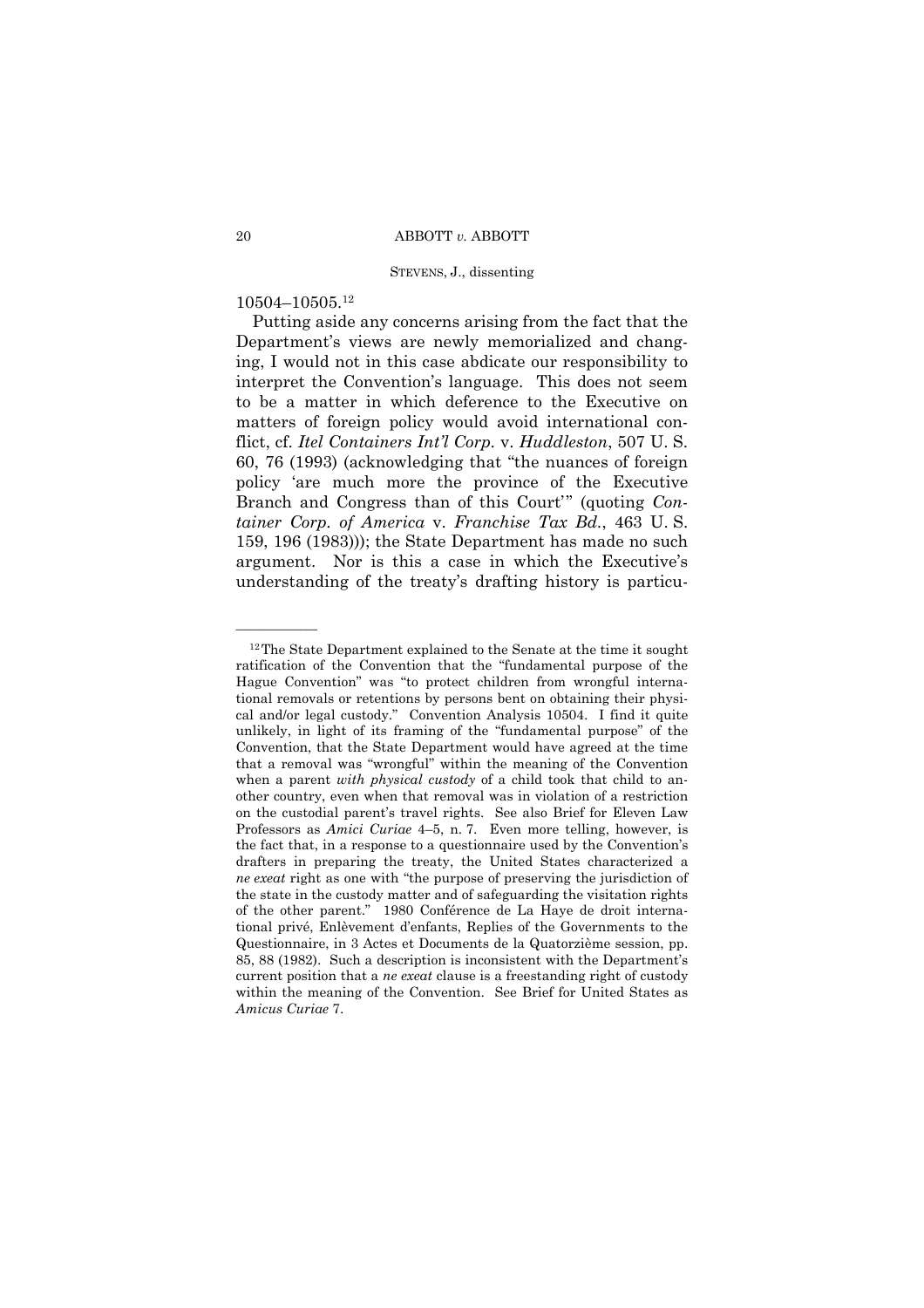10504–10505.[12]

Putting aside any concerns arising from the fact that the Department's views are newly memorialized and changing, I would not in this case abdicate our responsibility to interpret the Convention's language. This does not seem to be a matter in which deference to the Executive on matters of foreign policy would avoid international conflict, cf. *Itel Containers Int'l Corp.* v. *Huddleston*, 507 U. S. 60, 76 (1993) (acknowledging that "the nuances of foreign policy 'are much more the province of the Executive Branch and Congress than of this Court'" (quoting *Container Corp. of America* v. *Franchise Tax Bd.*, 463 U. S. 159, 196 (1983))); the State Department has made no such argument. Nor is this a case in which the Executive's understanding of the treaty's drafting history is particu-

---

[12] The State Department explained to the Senate at the time it sought ratification of the Convention that the "fundamental purpose of the Hague Convention" was "to protect children from wrongful international removals or retentions by persons bent on obtaining their physical and/or legal custody." Convention Analysis 10504. I find it quite unlikely, in light of its framing of the "fundamental purpose" of the Convention, that the State Department would have agreed at the time that a removal was "wrongful" within the meaning of the Convention when a parent *with physical custody* of a child took that child to another country, even when that removal was in violation of a restriction on the custodial parent's travel rights. See also Brief for Eleven Law Professors as *Amici Curiae* 4–5, n. 7. Even more telling, however, is the fact that, in a response to a questionnaire used by the Convention's drafters in preparing the treaty, the United States characterized a *ne exeat* right as one with "the purpose of preserving the jurisdiction of the state in the custody matter and of safeguarding the visitation rights of the other parent." 1980 Conférence de La Haye de droit international privé, Enlèvement d'enfants, Replies of the Governments to the Questionnaire, in 3 Actes et Documents de la Quatorzième session, pp. 85, 88 (1982). Such a description is inconsistent with the Department's current position that a *ne exeat* clause is a freestanding right of custody within the meaning of the Convention. See Brief for United States as *Amicus Curiae* 7.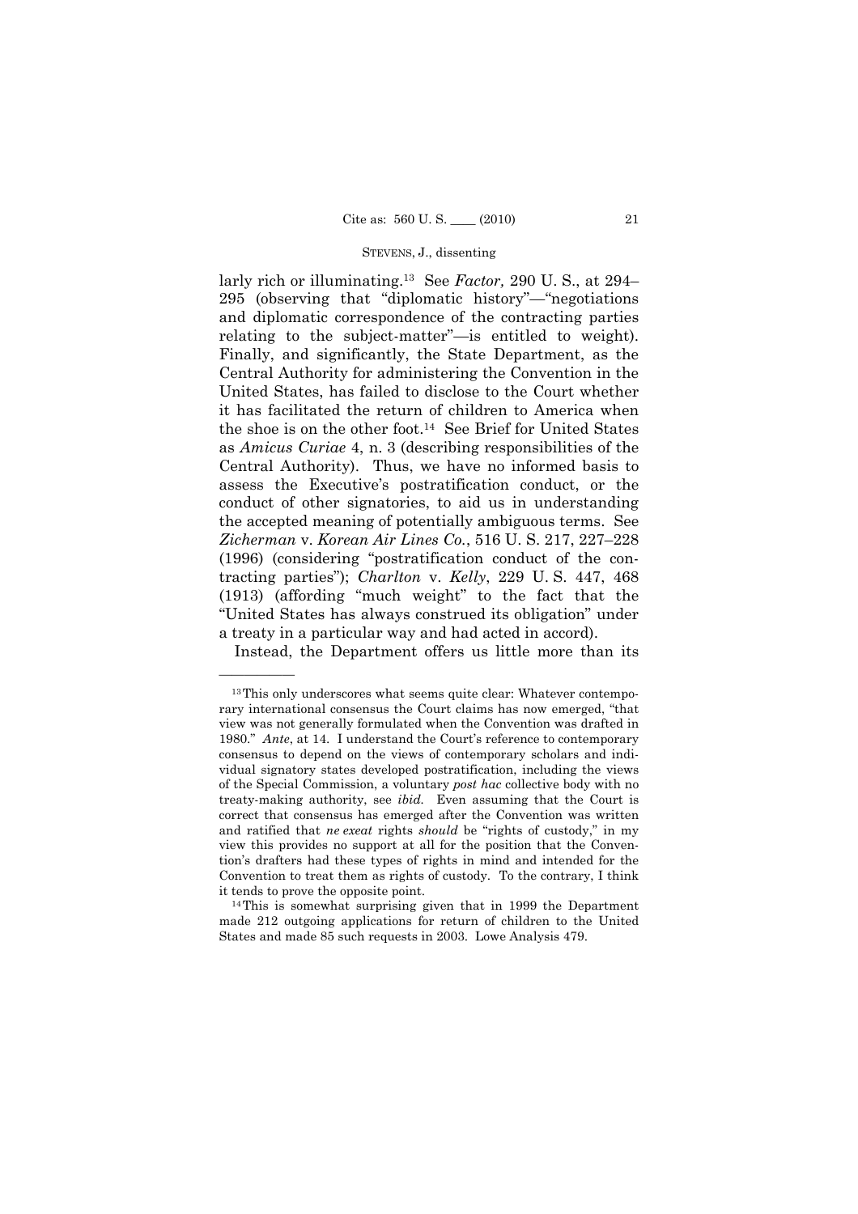larly rich or illuminating.[13] See *Factor,* 290 U. S., at 294–295 (observing that "diplomatic history"—"negotiations and diplomatic correspondence of the contracting parties relating to the subject-matter"—is entitled to weight). Finally, and significantly, the State Department, as the Central Authority for administering the Convention in the United States, has failed to disclose to the Court whether it has facilitated the return of children to America when the shoe is on the other foot.[14] See Brief for United States as *Amicus Curiae* 4, n. 3 (describing responsibilities of the Central Authority). Thus, we have no informed basis to assess the Executive's postratification conduct, or the conduct of other signatories, to aid us in understanding the accepted meaning of potentially ambiguous terms. See *Zicherman* v. *Korean Air Lines Co.*, 516 U. S. 217, 227–228 (1996) (considering "postratification conduct of the contracting parties"); *Charlton* v. *Kelly*, 229 U. S. 447, 468 (1913) (affording "much weight" to the fact that the "United States has always construed its obligation" under a treaty in a particular way and had acted in accord).

Instead, the Department offers us little more than its

---

[13] This only underscores what seems quite clear: Whatever contemporary international consensus the Court claims has now emerged, "that view was not generally formulated when the Convention was drafted in 1980." *Ante*, at 14. I understand the Court's reference to contemporary consensus to depend on the views of contemporary scholars and individual signatory states developed postratification, including the views of the Special Commission, a voluntary *post hac* collective body with no treaty-making authority, see *ibid.* Even assuming that the Court is correct that consensus has emerged after the Convention was written and ratified that *ne exeat* rights *should* be "rights of custody," in my view this provides no support at all for the position that the Convention's drafters had these types of rights in mind and intended for the Convention to treat them as rights of custody. To the contrary, I think it tends to prove the opposite point.

[14] This is somewhat surprising given that in 1999 the Department made 212 outgoing applications for return of children to the United States and made 85 such requests in 2003. Lowe Analysis 479.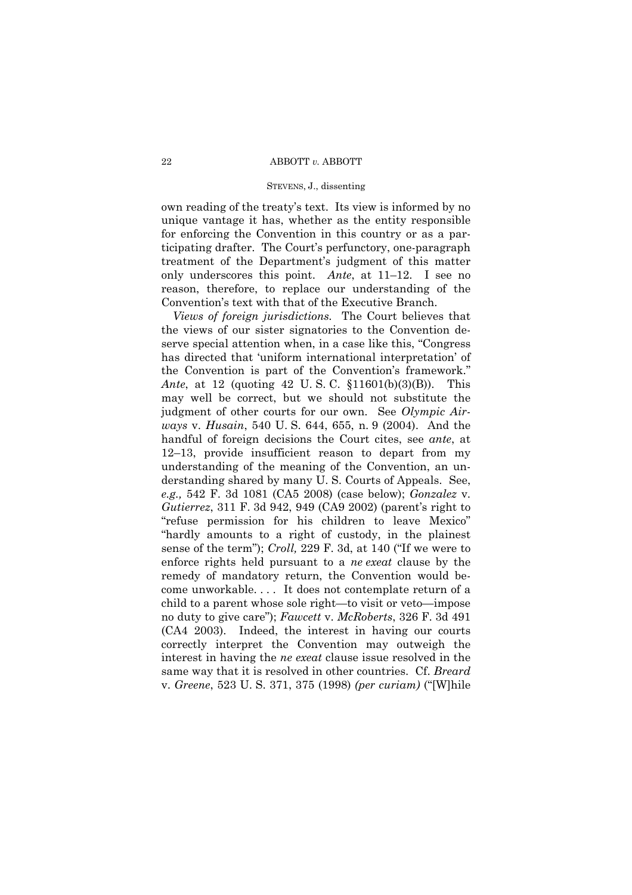own reading of the treaty's text. Its view is informed by no unique vantage it has, whether as the entity responsible for enforcing the Convention in this country or as a participating drafter. The Court's perfunctory, one-paragraph treatment of the Department's judgment of this matter only underscores this point. *Ante*, at 11–12. I see no reason, therefore, to replace our understanding of the Convention's text with that of the Executive Branch.

*Views of foreign jurisdictions.* The Court believes that the views of our sister signatories to the Convention deserve special attention when, in a case like this, "Congress has directed that 'uniform international interpretation' of the Convention is part of the Convention's framework." *Ante*, at 12 (quoting 42 U. S. C. §11601(b)(3)(B)). This may well be correct, but we should not substitute the judgment of other courts for our own. See *Olympic Airways* v. *Husain*, 540 U. S. 644, 655, n. 9 (2004). And the handful of foreign decisions the Court cites, see *ante*, at 12–13, provide insufficient reason to depart from my understanding of the meaning of the Convention, an understanding shared by many U. S. Courts of Appeals. See, *e.g.,* 542 F. 3d 1081 (CA5 2008) (case below); *Gonzalez* v. *Gutierrez*, 311 F. 3d 942, 949 (CA9 2002) (parent's right to "refuse permission for his children to leave Mexico" "hardly amounts to a right of custody, in the plainest sense of the term"); *Croll,* 229 F. 3d, at 140 ("If we were to enforce rights held pursuant to a *ne exeat* clause by the remedy of mandatory return, the Convention would become unworkable. . . . It does not contemplate return of a child to a parent whose sole right—to visit or veto—impose no duty to give care"); *Fawcett* v. *McRoberts*, 326 F. 3d 491 (CA4 2003). Indeed, the interest in having our courts correctly interpret the Convention may outweigh the interest in having the *ne exeat* clause issue resolved in the same way that it is resolved in other countries. Cf. *Breard* v. *Greene*, 523 U. S. 371, 375 (1998) *(per curiam)* ("[W]hile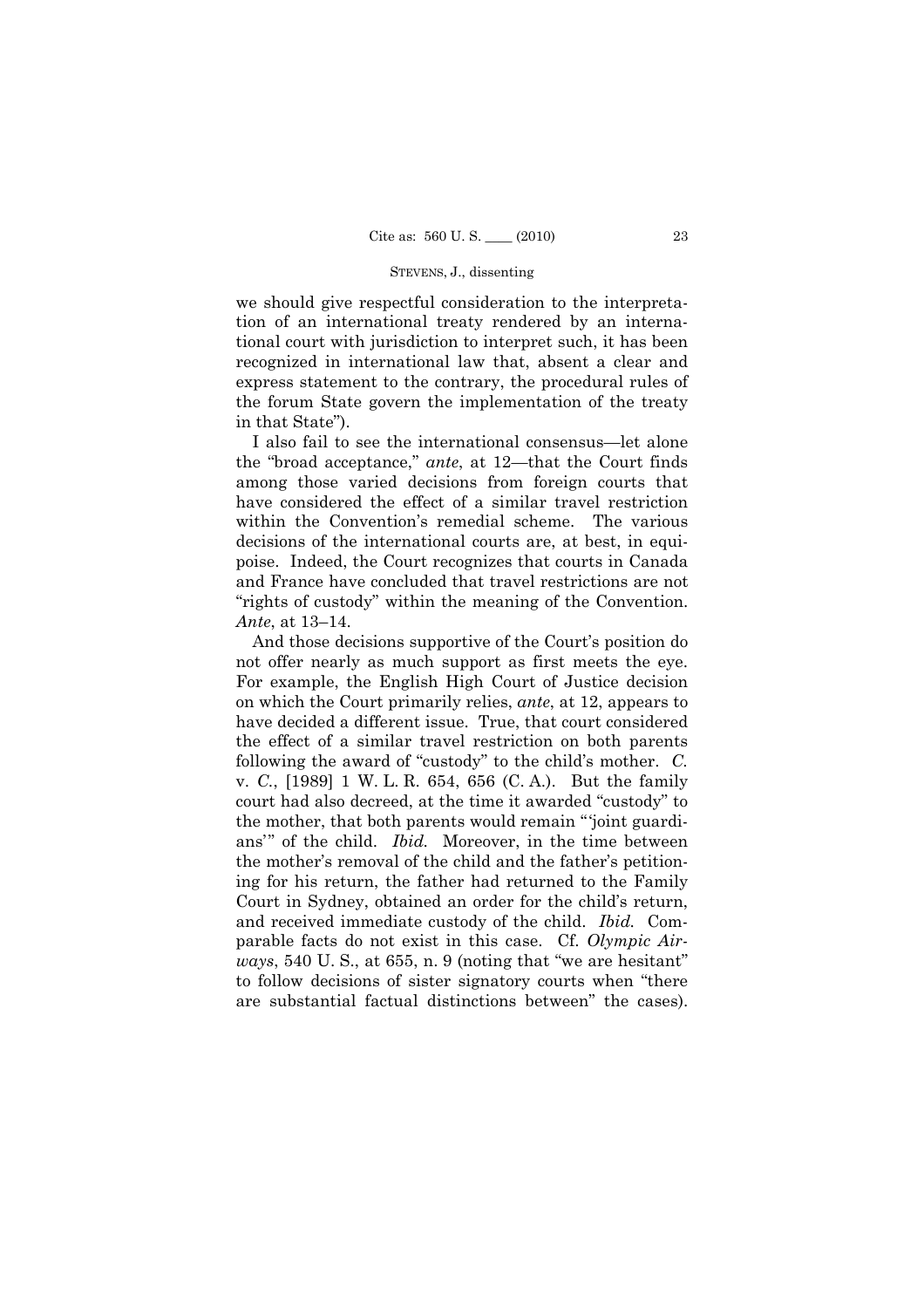we should give respectful consideration to the interpretation of an international treaty rendered by an international court with jurisdiction to interpret such, it has been recognized in international law that, absent a clear and express statement to the contrary, the procedural rules of the forum State govern the implementation of the treaty in that State").

I also fail to see the international consensus—let alone the "broad acceptance," *ante*, at 12—that the Court finds among those varied decisions from foreign courts that have considered the effect of a similar travel restriction within the Convention's remedial scheme. The various decisions of the international courts are, at best, in equipoise. Indeed, the Court recognizes that courts in Canada and France have concluded that travel restrictions are not "rights of custody" within the meaning of the Convention. *Ante*, at 13–14.

And those decisions supportive of the Court's position do not offer nearly as much support as first meets the eye. For example, the English High Court of Justice decision on which the Court primarily relies, *ante*, at 12, appears to have decided a different issue. True, that court considered the effect of a similar travel restriction on both parents following the award of "custody" to the child's mother. *C.* v. *C.*, [1989] 1 W. L. R. 654, 656 (C. A.). But the family court had also decreed, at the time it awarded "custody" to the mother, that both parents would remain "'joint guardians'" of the child. *Ibid.* Moreover, in the time between the mother's removal of the child and the father's petitioning for his return, the father had returned to the Family Court in Sydney, obtained an order for the child's return, and received immediate custody of the child. *Ibid.* Comparable facts do not exist in this case. Cf. *Olympic Airways*, 540 U. S., at 655, n. 9 (noting that "we are hesitant" to follow decisions of sister signatory courts when "there are substantial factual distinctions between" the cases).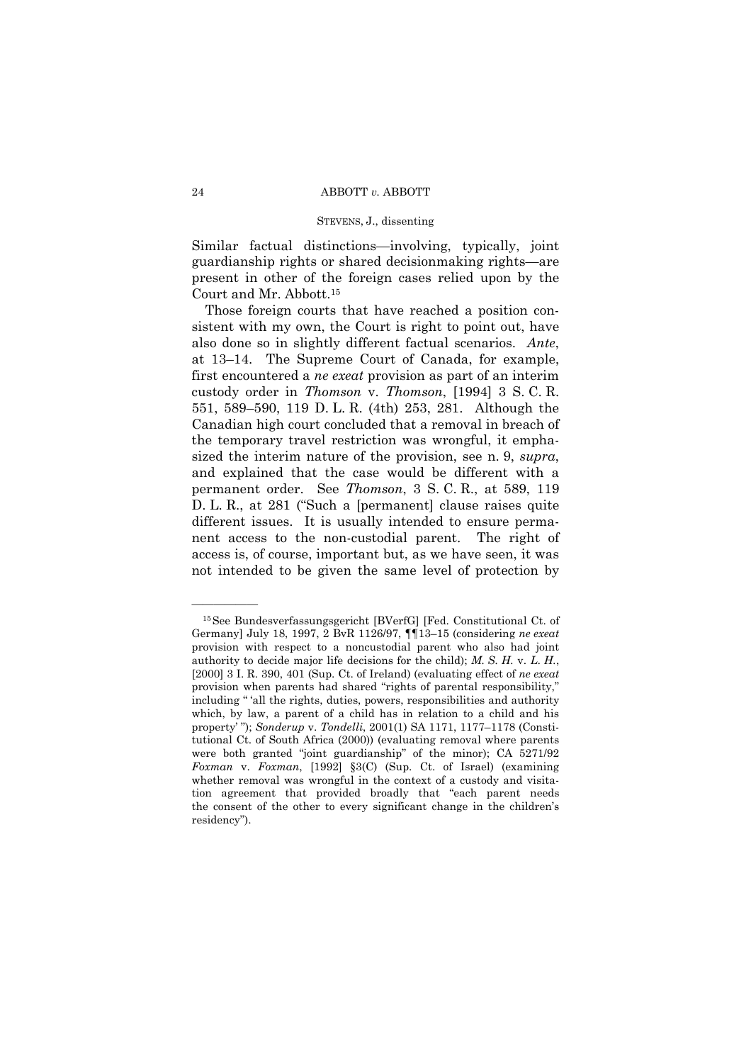Similar factual distinctions—involving, typically, joint guardianship rights or shared decisionmaking rights—are present in other of the foreign cases relied upon by the Court and Mr. Abbott.[15]

Those foreign courts that have reached a position consistent with my own, the Court is right to point out, have also done so in slightly different factual scenarios. *Ante*, at 13–14. The Supreme Court of Canada, for example, first encountered a *ne exeat* provision as part of an interim custody order in *Thomson* v. *Thomson*, [1994] 3 S. C. R. 551, 589–590, 119 D. L. R. (4th) 253, 281. Although the Canadian high court concluded that a removal in breach of the temporary travel restriction was wrongful, it emphasized the interim nature of the provision, see n. 9, *supra*, and explained that the case would be different with a permanent order. See *Thomson*, 3 S. C. R., at 589, 119 D. L. R., at 281 ("Such a [permanent] clause raises quite different issues. It is usually intended to ensure permanent access to the non-custodial parent. The right of access is, of course, important but, as we have seen, it was not intended to be given the same level of protection by

---

[15] See Bundesverfassungsgericht [BVerfG] [Fed. Constitutional Ct. of Germany] July 18, 1997, 2 BvR 1126/97, ¶¶13–15 (considering *ne exeat* provision with respect to a noncustodial parent who also had joint authority to decide major life decisions for the child); *M. S. H.* v. *L. H.*, [2000] 3 I. R. 390, 401 (Sup. Ct. of Ireland) (evaluating effect of *ne exeat* provision when parents had shared "rights of parental responsibility," including " 'all the rights, duties, powers, responsibilities and authority which, by law, a parent of a child has in relation to a child and his property' "); *Sonderup* v. *Tondelli*, 2001(1) SA 1171, 1177–1178 (Constitutional Ct. of South Africa (2000)) (evaluating removal where parents were both granted "joint guardianship" of the minor); CA 5271/92 *Foxman* v. *Foxman*, [1992] §3(C) (Sup. Ct. of Israel) (examining whether removal was wrongful in the context of a custody and visitation agreement that provided broadly that "each parent needs the consent of the other to every significant change in the children's residency").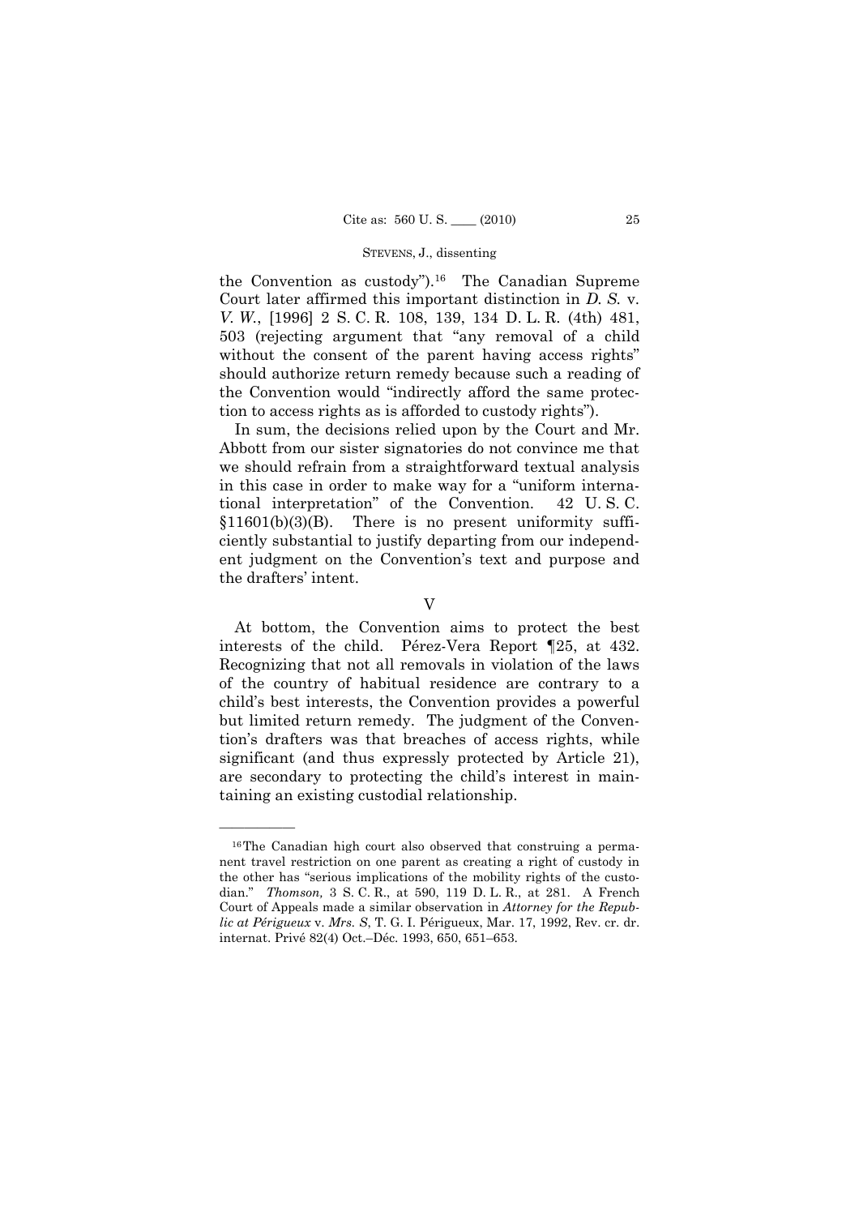the Convention as custody").[16] The Canadian Supreme Court later affirmed this important distinction in *D. S.* v. *V. W.*, [1996] 2 S. C. R. 108, 139, 134 D. L. R. (4th) 481, 503 (rejecting argument that "any removal of a child without the consent of the parent having access rights" should authorize return remedy because such a reading of the Convention would "indirectly afford the same protection to access rights as is afforded to custody rights").

In sum, the decisions relied upon by the Court and Mr. Abbott from our sister signatories do not convince me that we should refrain from a straightforward textual analysis in this case in order to make way for a "uniform international interpretation" of the Convention. 42 U. S. C. §11601(b)(3)(B). There is no present uniformity sufficiently substantial to justify departing from our independent judgment on the Convention's text and purpose and the drafters' intent.

## V

At bottom, the Convention aims to protect the best interests of the child. Pérez-Vera Report ¶25, at 432. Recognizing that not all removals in violation of the laws of the country of habitual residence are contrary to a child's best interests, the Convention provides a powerful but limited return remedy. The judgment of the Convention's drafters was that breaches of access rights, while significant (and thus expressly protected by Article 21), are secondary to protecting the child's interest in maintaining an existing custodial relationship.

---

[16] The Canadian high court also observed that construing a permanent travel restriction on one parent as creating a right of custody in the other has "serious implications of the mobility rights of the custodian." *Thomson,* 3 S. C. R., at 590, 119 D. L. R., at 281. A French Court of Appeals made a similar observation in *Attorney for the Republic at Périgueux* v. *Mrs. S*, T. G. I. Périgueux, Mar. 17, 1992, Rev. cr. dr. internat. Privé 82(4) Oct.–Déc. 1993, 650, 651–653.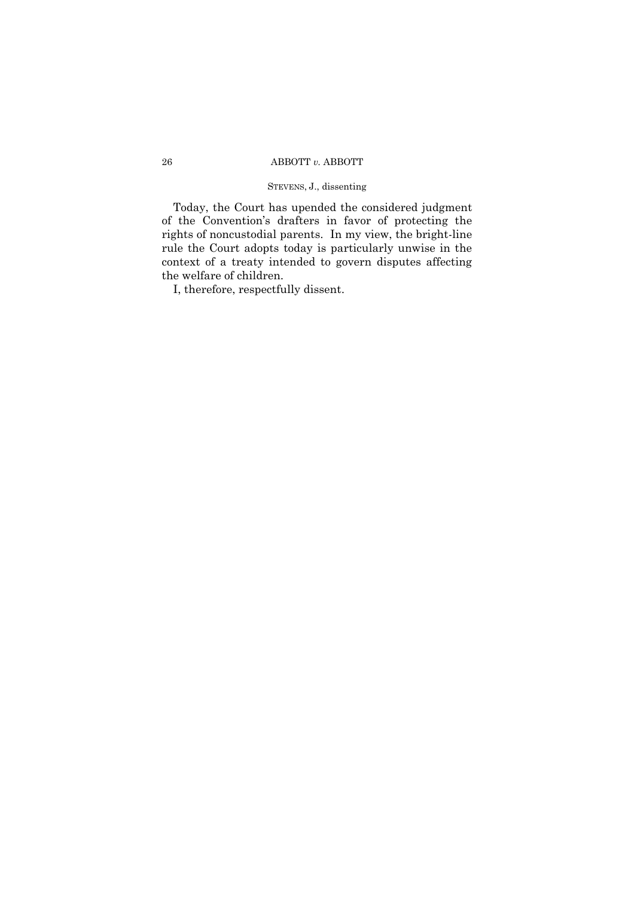Today, the Court has upended the considered judgment of the Convention's drafters in favor of protecting the rights of noncustodial parents. In my view, the bright-line rule the Court adopts today is particularly unwise in the context of a treaty intended to govern disputes affecting the welfare of children.

I, therefore, respectfully dissent.